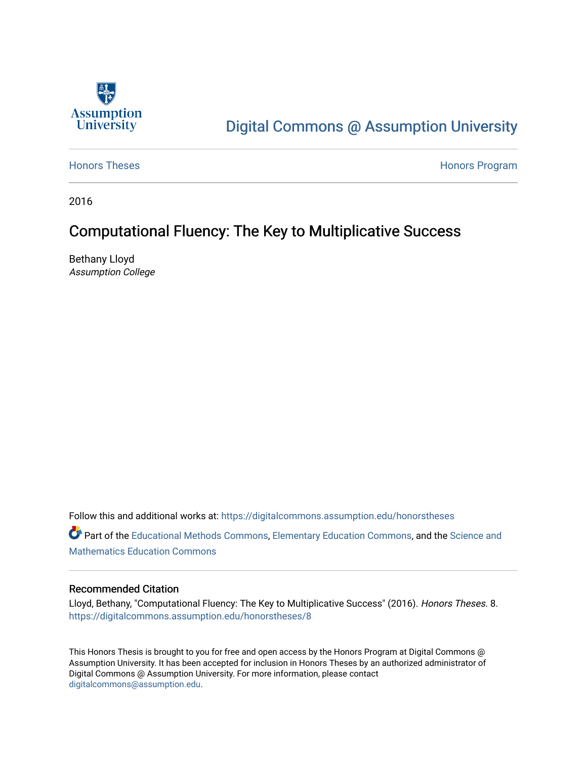Assumption University

Digital Commons @ Assumption University

Honors Theses | Honors Program

2016

# Computational Fluency: The Key to Multiplicative Success

Bethany Lloyd
*Assumption College*

Follow this and additional works at: https://digitalcommons.assumption.edu/honorstheses

Part of the Educational Methods Commons, Elementary Education Commons, and the Science and Mathematics Education Commons

## Recommended Citation

Lloyd, Bethany, "Computational Fluency: The Key to Multiplicative Success" (2016). *Honors Theses*. 8.
https://digitalcommons.assumption.edu/honorstheses/8

This Honors Thesis is brought to you for free and open access by the Honors Program at Digital Commons @ Assumption University. It has been accepted for inclusion in Honors Theses by an authorized administrator of Digital Commons @ Assumption University. For more information, please contact digitalcommons@assumption.edu.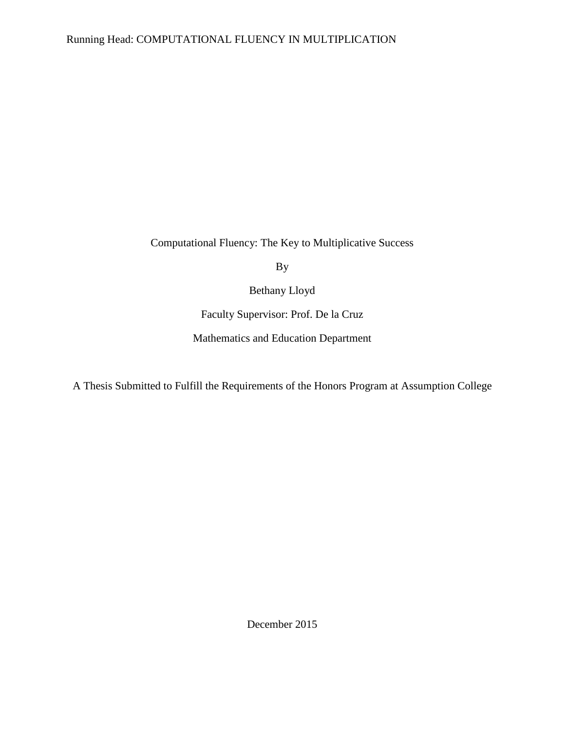# Computational Fluency: The Key to Multiplicative Success

By

Bethany Lloyd

Faculty Supervisor: Prof. De la Cruz

Mathematics and Education Department

A Thesis Submitted to Fulfill the Requirements of the Honors Program at Assumption College

December 2015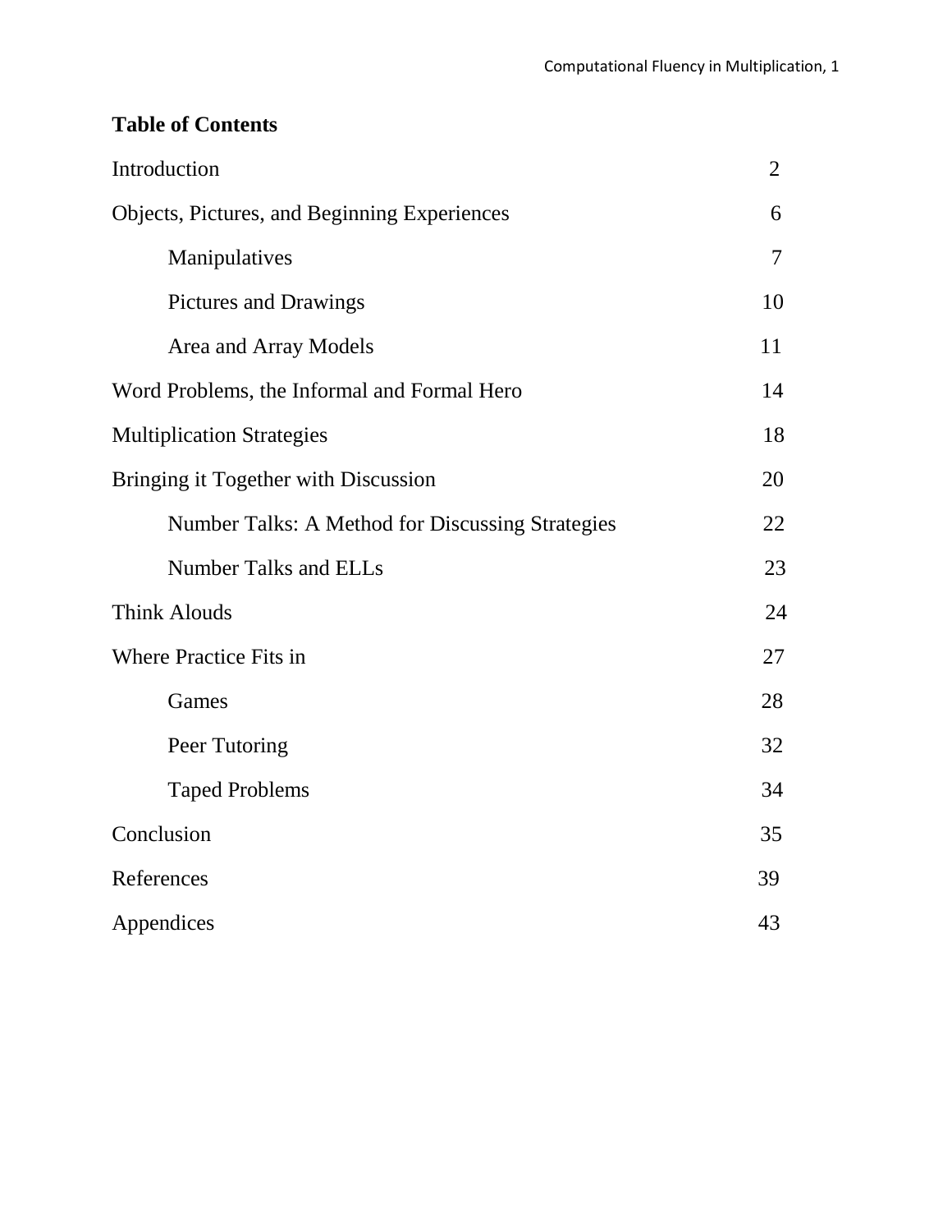**Table of Contents**

| | |
|---|---|
| Introduction | 2 |
| Objects, Pictures, and Beginning Experiences | 6 |
| Manipulatives | 7 |
| Pictures and Drawings | 10 |
| Area and Array Models | 11 |
| Word Problems, the Informal and Formal Hero | 14 |
| Multiplication Strategies | 18 |
| Bringing it Together with Discussion | 20 |
| Number Talks: A Method for Discussing Strategies | 22 |
| Number Talks and ELLs | 23 |
| Think Alouds | 24 |
| Where Practice Fits in | 27 |
| Games | 28 |
| Peer Tutoring | 32 |
| Taped Problems | 34 |
| Conclusion | 35 |
| References | 39 |
| Appendices | 43 |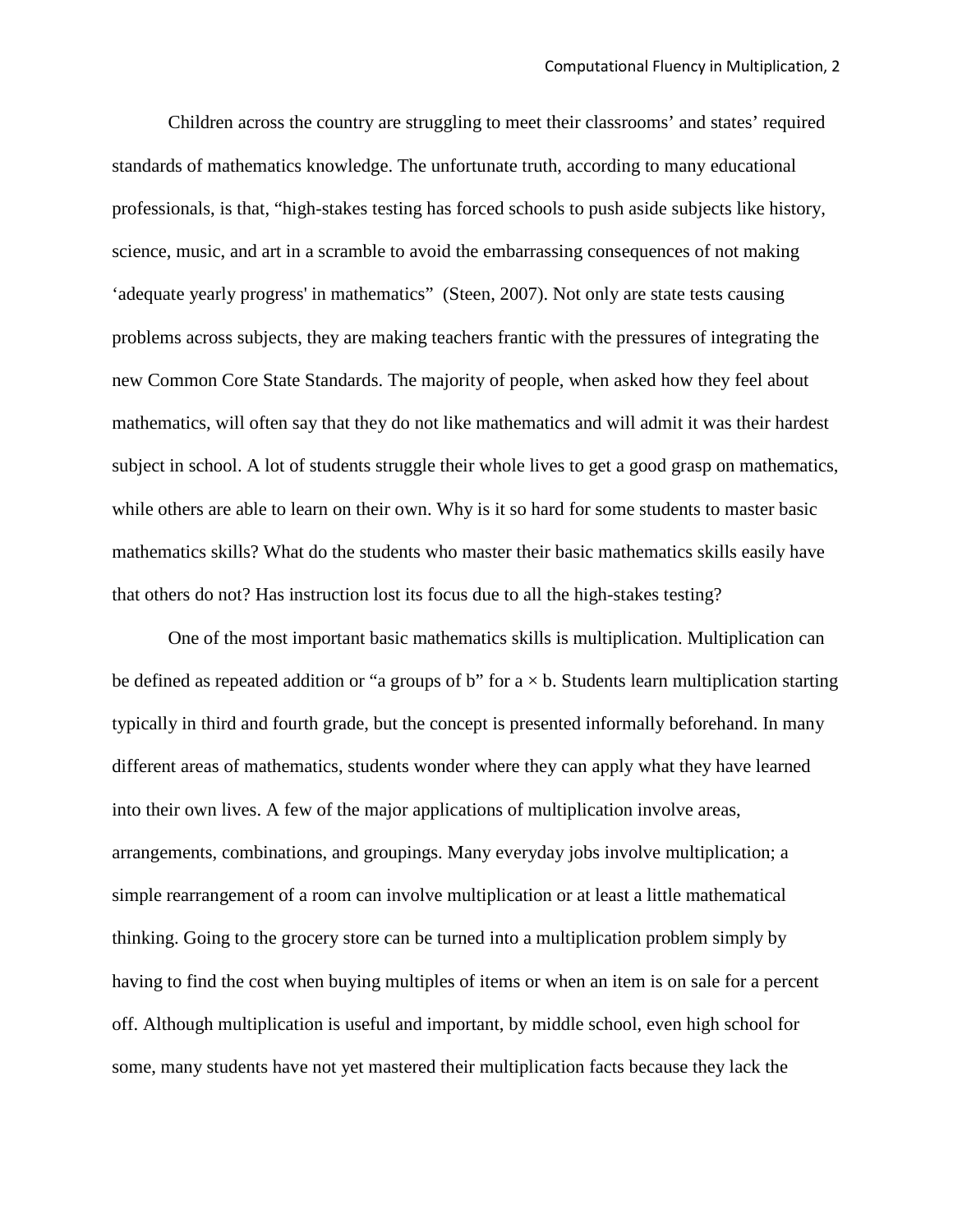Children across the country are struggling to meet their classrooms' and states' required standards of mathematics knowledge. The unfortunate truth, according to many educational professionals, is that, "high-stakes testing has forced schools to push aside subjects like history, science, music, and art in a scramble to avoid the embarrassing consequences of not making 'adequate yearly progress' in mathematics" (Steen, 2007). Not only are state tests causing problems across subjects, they are making teachers frantic with the pressures of integrating the new Common Core State Standards. The majority of people, when asked how they feel about mathematics, will often say that they do not like mathematics and will admit it was their hardest subject in school. A lot of students struggle their whole lives to get a good grasp on mathematics, while others are able to learn on their own. Why is it so hard for some students to master basic mathematics skills? What do the students who master their basic mathematics skills easily have that others do not? Has instruction lost its focus due to all the high-stakes testing?

One of the most important basic mathematics skills is multiplication. Multiplication can be defined as repeated addition or "a groups of b" for $a \times b$. Students learn multiplication starting typically in third and fourth grade, but the concept is presented informally beforehand. In many different areas of mathematics, students wonder where they can apply what they have learned into their own lives. A few of the major applications of multiplication involve areas, arrangements, combinations, and groupings. Many everyday jobs involve multiplication; a simple rearrangement of a room can involve multiplication or at least a little mathematical thinking. Going to the grocery store can be turned into a multiplication problem simply by having to find the cost when buying multiples of items or when an item is on sale for a percent off. Although multiplication is useful and important, by middle school, even high school for some, many students have not yet mastered their multiplication facts because they lack the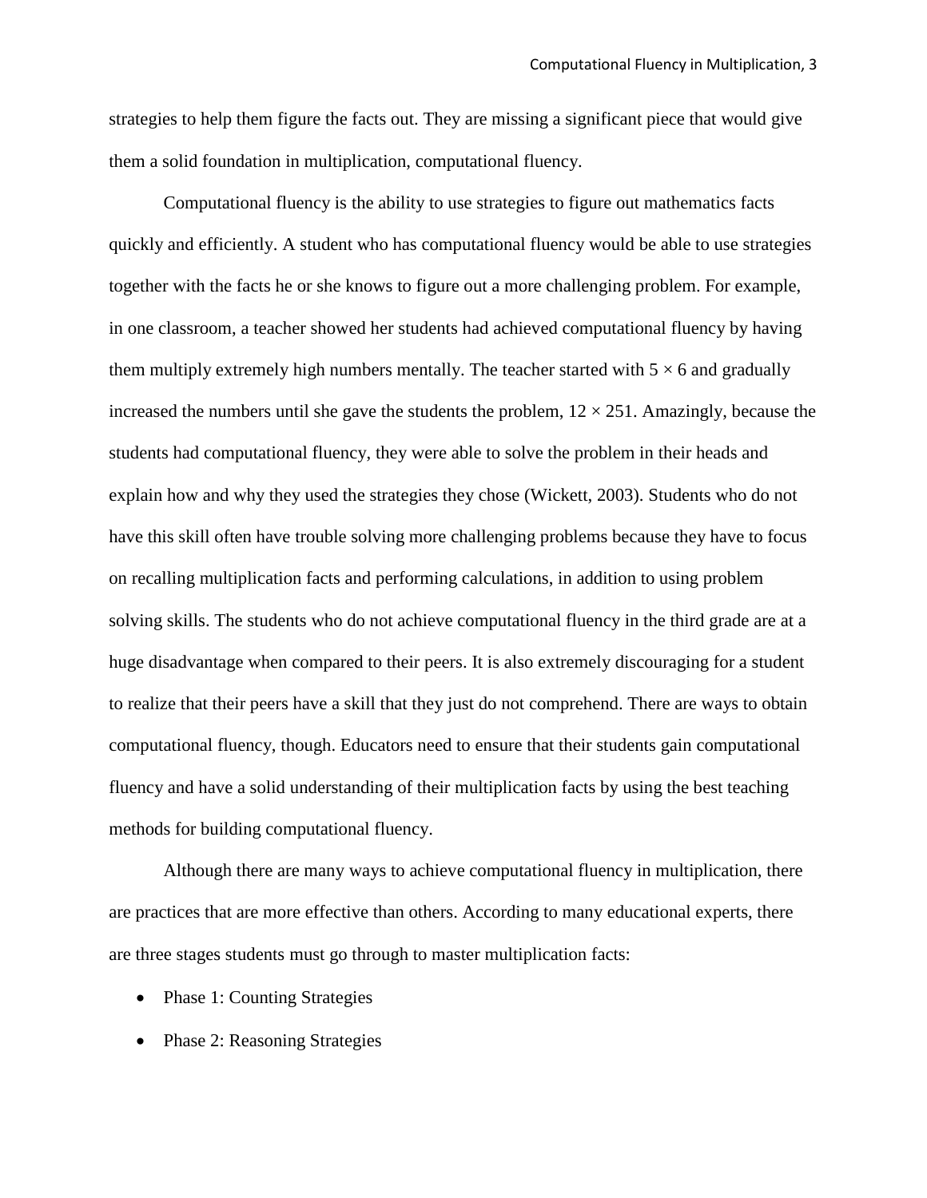strategies to help them figure the facts out. They are missing a significant piece that would give them a solid foundation in multiplication, computational fluency.

Computational fluency is the ability to use strategies to figure out mathematics facts quickly and efficiently. A student who has computational fluency would be able to use strategies together with the facts he or she knows to figure out a more challenging problem. For example, in one classroom, a teacher showed her students had achieved computational fluency by having them multiply extremely high numbers mentally. The teacher started with $5 \times 6$ and gradually increased the numbers until she gave the students the problem, $12 \times 251$. Amazingly, because the students had computational fluency, they were able to solve the problem in their heads and explain how and why they used the strategies they chose (Wickett, 2003). Students who do not have this skill often have trouble solving more challenging problems because they have to focus on recalling multiplication facts and performing calculations, in addition to using problem solving skills. The students who do not achieve computational fluency in the third grade are at a huge disadvantage when compared to their peers. It is also extremely discouraging for a student to realize that their peers have a skill that they just do not comprehend. There are ways to obtain computational fluency, though. Educators need to ensure that their students gain computational fluency and have a solid understanding of their multiplication facts by using the best teaching methods for building computational fluency.

Although there are many ways to achieve computational fluency in multiplication, there are practices that are more effective than others. According to many educational experts, there are three stages students must go through to master multiplication facts:

- Phase 1: Counting Strategies
- Phase 2: Reasoning Strategies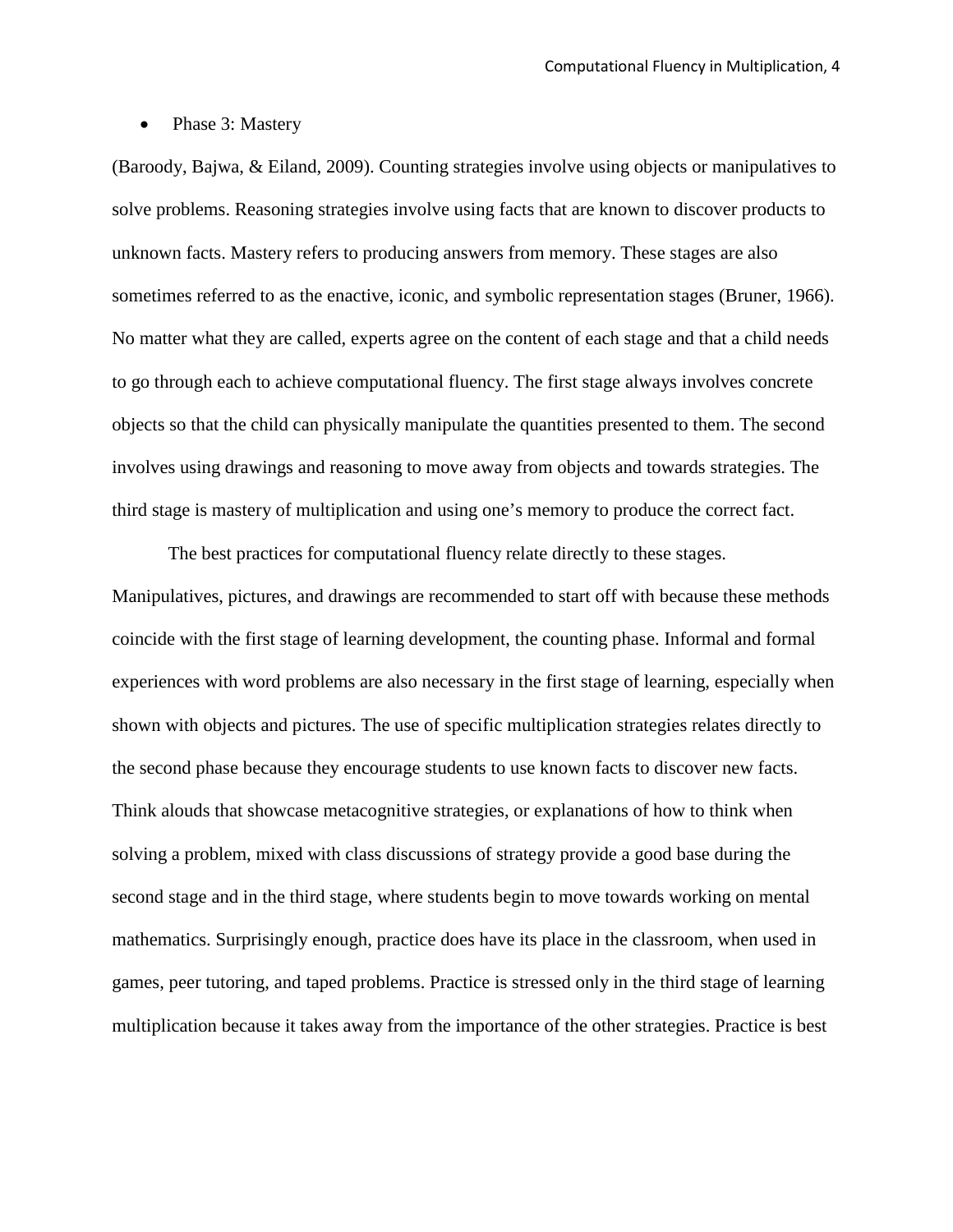- Phase 3: Mastery

(Baroody, Bajwa, & Eiland, 2009). Counting strategies involve using objects or manipulatives to solve problems. Reasoning strategies involve using facts that are known to discover products to unknown facts. Mastery refers to producing answers from memory. These stages are also sometimes referred to as the enactive, iconic, and symbolic representation stages (Bruner, 1966). No matter what they are called, experts agree on the content of each stage and that a child needs to go through each to achieve computational fluency. The first stage always involves concrete objects so that the child can physically manipulate the quantities presented to them. The second involves using drawings and reasoning to move away from objects and towards strategies. The third stage is mastery of multiplication and using one's memory to produce the correct fact.

The best practices for computational fluency relate directly to these stages. Manipulatives, pictures, and drawings are recommended to start off with because these methods coincide with the first stage of learning development, the counting phase. Informal and formal experiences with word problems are also necessary in the first stage of learning, especially when shown with objects and pictures. The use of specific multiplication strategies relates directly to the second phase because they encourage students to use known facts to discover new facts. Think alouds that showcase metacognitive strategies, or explanations of how to think when solving a problem, mixed with class discussions of strategy provide a good base during the second stage and in the third stage, where students begin to move towards working on mental mathematics. Surprisingly enough, practice does have its place in the classroom, when used in games, peer tutoring, and taped problems. Practice is stressed only in the third stage of learning multiplication because it takes away from the importance of the other strategies. Practice is best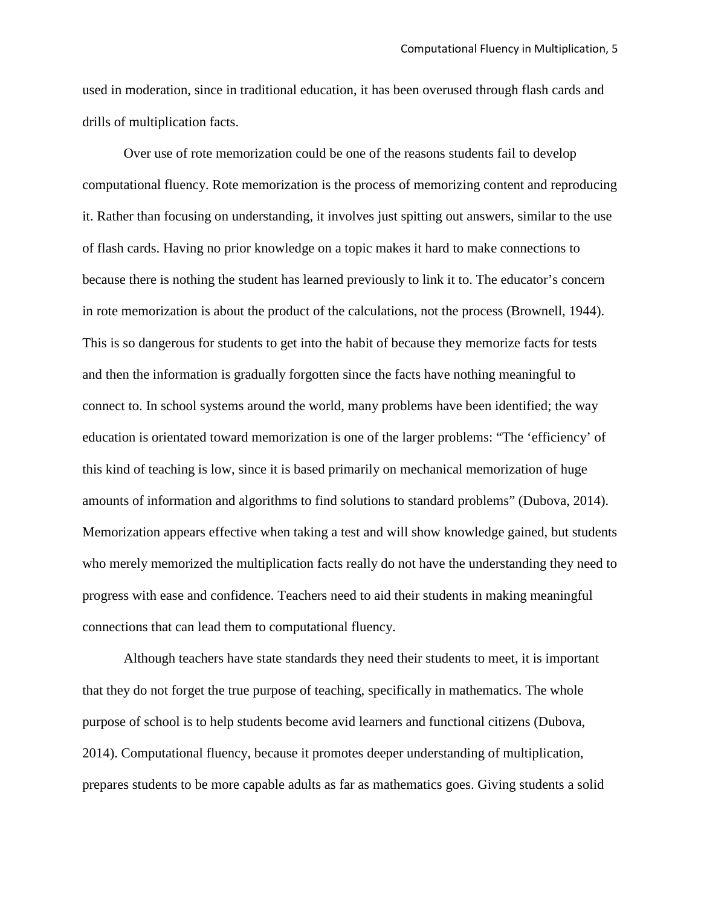used in moderation, since in traditional education, it has been overused through flash cards and drills of multiplication facts.

Over use of rote memorization could be one of the reasons students fail to develop computational fluency. Rote memorization is the process of memorizing content and reproducing it. Rather than focusing on understanding, it involves just spitting out answers, similar to the use of flash cards. Having no prior knowledge on a topic makes it hard to make connections to because there is nothing the student has learned previously to link it to. The educator's concern in rote memorization is about the product of the calculations, not the process (Brownell, 1944). This is so dangerous for students to get into the habit of because they memorize facts for tests and then the information is gradually forgotten since the facts have nothing meaningful to connect to. In school systems around the world, many problems have been identified; the way education is orientated toward memorization is one of the larger problems: "The 'efficiency' of this kind of teaching is low, since it is based primarily on mechanical memorization of huge amounts of information and algorithms to find solutions to standard problems" (Dubova, 2014). Memorization appears effective when taking a test and will show knowledge gained, but students who merely memorized the multiplication facts really do not have the understanding they need to progress with ease and confidence. Teachers need to aid their students in making meaningful connections that can lead them to computational fluency.

Although teachers have state standards they need their students to meet, it is important that they do not forget the true purpose of teaching, specifically in mathematics. The whole purpose of school is to help students become avid learners and functional citizens (Dubova, 2014). Computational fluency, because it promotes deeper understanding of multiplication, prepares students to be more capable adults as far as mathematics goes. Giving students a solid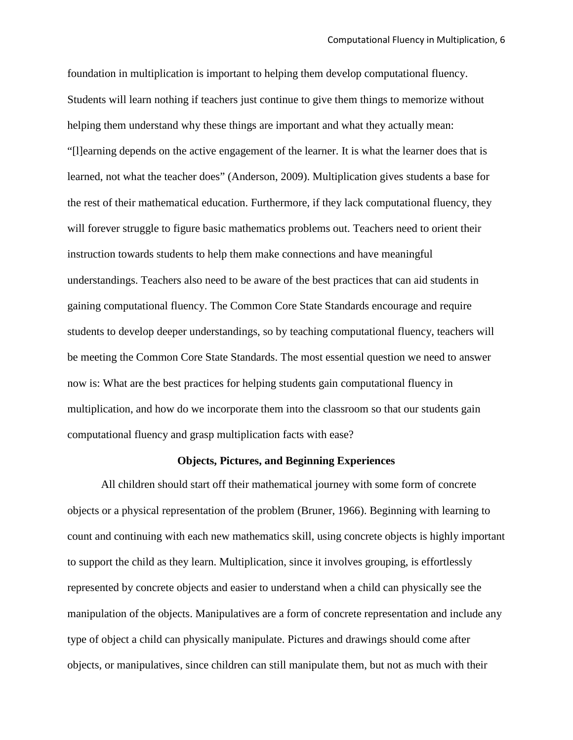foundation in multiplication is important to helping them develop computational fluency. Students will learn nothing if teachers just continue to give them things to memorize without helping them understand why these things are important and what they actually mean: "[l]earning depends on the active engagement of the learner. It is what the learner does that is learned, not what the teacher does" (Anderson, 2009). Multiplication gives students a base for the rest of their mathematical education. Furthermore, if they lack computational fluency, they will forever struggle to figure basic mathematics problems out. Teachers need to orient their instruction towards students to help them make connections and have meaningful understandings. Teachers also need to be aware of the best practices that can aid students in gaining computational fluency. The Common Core State Standards encourage and require students to develop deeper understandings, so by teaching computational fluency, teachers will be meeting the Common Core State Standards. The most essential question we need to answer now is: What are the best practices for helping students gain computational fluency in multiplication, and how do we incorporate them into the classroom so that our students gain computational fluency and grasp multiplication facts with ease?

## Objects, Pictures, and Beginning Experiences

All children should start off their mathematical journey with some form of concrete objects or a physical representation of the problem (Bruner, 1966). Beginning with learning to count and continuing with each new mathematics skill, using concrete objects is highly important to support the child as they learn. Multiplication, since it involves grouping, is effortlessly represented by concrete objects and easier to understand when a child can physically see the manipulation of the objects. Manipulatives are a form of concrete representation and include any type of object a child can physically manipulate. Pictures and drawings should come after objects, or manipulatives, since children can still manipulate them, but not as much with their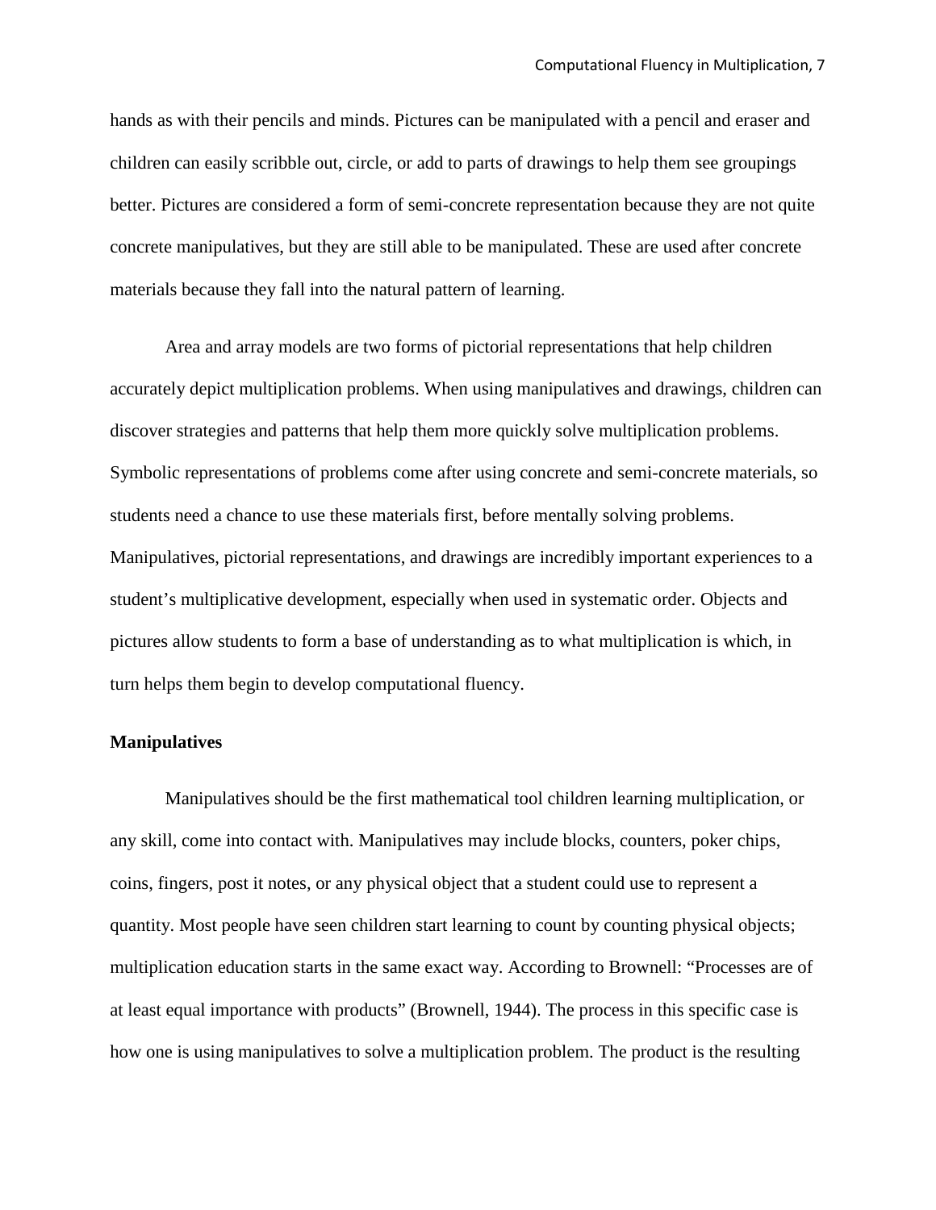hands as with their pencils and minds. Pictures can be manipulated with a pencil and eraser and children can easily scribble out, circle, or add to parts of drawings to help them see groupings better. Pictures are considered a form of semi-concrete representation because they are not quite concrete manipulatives, but they are still able to be manipulated. These are used after concrete materials because they fall into the natural pattern of learning.

Area and array models are two forms of pictorial representations that help children accurately depict multiplication problems. When using manipulatives and drawings, children can discover strategies and patterns that help them more quickly solve multiplication problems. Symbolic representations of problems come after using concrete and semi-concrete materials, so students need a chance to use these materials first, before mentally solving problems. Manipulatives, pictorial representations, and drawings are incredibly important experiences to a student's multiplicative development, especially when used in systematic order. Objects and pictures allow students to form a base of understanding as to what multiplication is which, in turn helps them begin to develop computational fluency.

**Manipulatives**

Manipulatives should be the first mathematical tool children learning multiplication, or any skill, come into contact with. Manipulatives may include blocks, counters, poker chips, coins, fingers, post it notes, or any physical object that a student could use to represent a quantity. Most people have seen children start learning to count by counting physical objects; multiplication education starts in the same exact way. According to Brownell: "Processes are of at least equal importance with products" (Brownell, 1944). The process in this specific case is how one is using manipulatives to solve a multiplication problem. The product is the resulting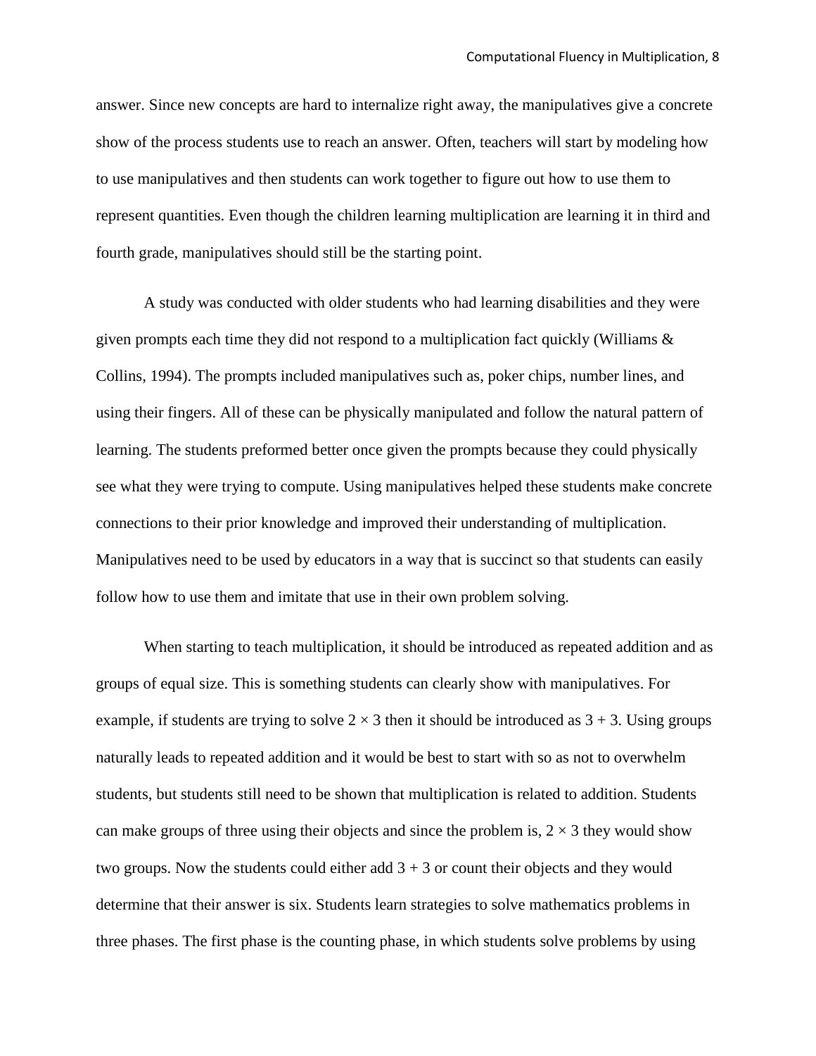answer. Since new concepts are hard to internalize right away, the manipulatives give a concrete show of the process students use to reach an answer. Often, teachers will start by modeling how to use manipulatives and then students can work together to figure out how to use them to represent quantities. Even though the children learning multiplication are learning it in third and fourth grade, manipulatives should still be the starting point.

A study was conducted with older students who had learning disabilities and they were given prompts each time they did not respond to a multiplication fact quickly (Williams & Collins, 1994). The prompts included manipulatives such as, poker chips, number lines, and using their fingers. All of these can be physically manipulated and follow the natural pattern of learning. The students preformed better once given the prompts because they could physically see what they were trying to compute. Using manipulatives helped these students make concrete connections to their prior knowledge and improved their understanding of multiplication. Manipulatives need to be used by educators in a way that is succinct so that students can easily follow how to use them and imitate that use in their own problem solving.

When starting to teach multiplication, it should be introduced as repeated addition and as groups of equal size. This is something students can clearly show with manipulatives. For example, if students are trying to solve $2 \times 3$ then it should be introduced as $3 + 3$. Using groups naturally leads to repeated addition and it would be best to start with so as not to overwhelm students, but students still need to be shown that multiplication is related to addition. Students can make groups of three using their objects and since the problem is, $2 \times 3$ they would show two groups. Now the students could either add $3 + 3$ or count their objects and they would determine that their answer is six. Students learn strategies to solve mathematics problems in three phases. The first phase is the counting phase, in which students solve problems by using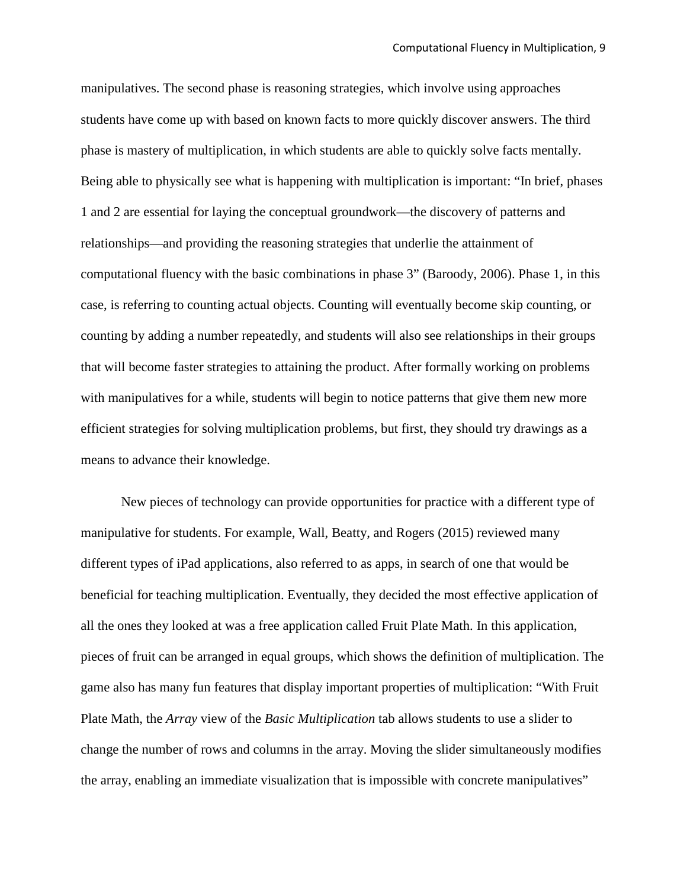manipulatives. The second phase is reasoning strategies, which involve using approaches students have come up with based on known facts to more quickly discover answers. The third phase is mastery of multiplication, in which students are able to quickly solve facts mentally. Being able to physically see what is happening with multiplication is important: “In brief, phases 1 and 2 are essential for laying the conceptual groundwork—the discovery of patterns and relationships—and providing the reasoning strategies that underlie the attainment of computational fluency with the basic combinations in phase 3” (Baroody, 2006). Phase 1, in this case, is referring to counting actual objects. Counting will eventually become skip counting, or counting by adding a number repeatedly, and students will also see relationships in their groups that will become faster strategies to attaining the product. After formally working on problems with manipulatives for a while, students will begin to notice patterns that give them new more efficient strategies for solving multiplication problems, but first, they should try drawings as a means to advance their knowledge.

New pieces of technology can provide opportunities for practice with a different type of manipulative for students. For example, Wall, Beatty, and Rogers (2015) reviewed many different types of iPad applications, also referred to as apps, in search of one that would be beneficial for teaching multiplication. Eventually, they decided the most effective application of all the ones they looked at was a free application called Fruit Plate Math. In this application, pieces of fruit can be arranged in equal groups, which shows the definition of multiplication. The game also has many fun features that display important properties of multiplication: “With Fruit Plate Math, the *Array* view of the *Basic Multiplication* tab allows students to use a slider to change the number of rows and columns in the array. Moving the slider simultaneously modifies the array, enabling an immediate visualization that is impossible with concrete manipulatives”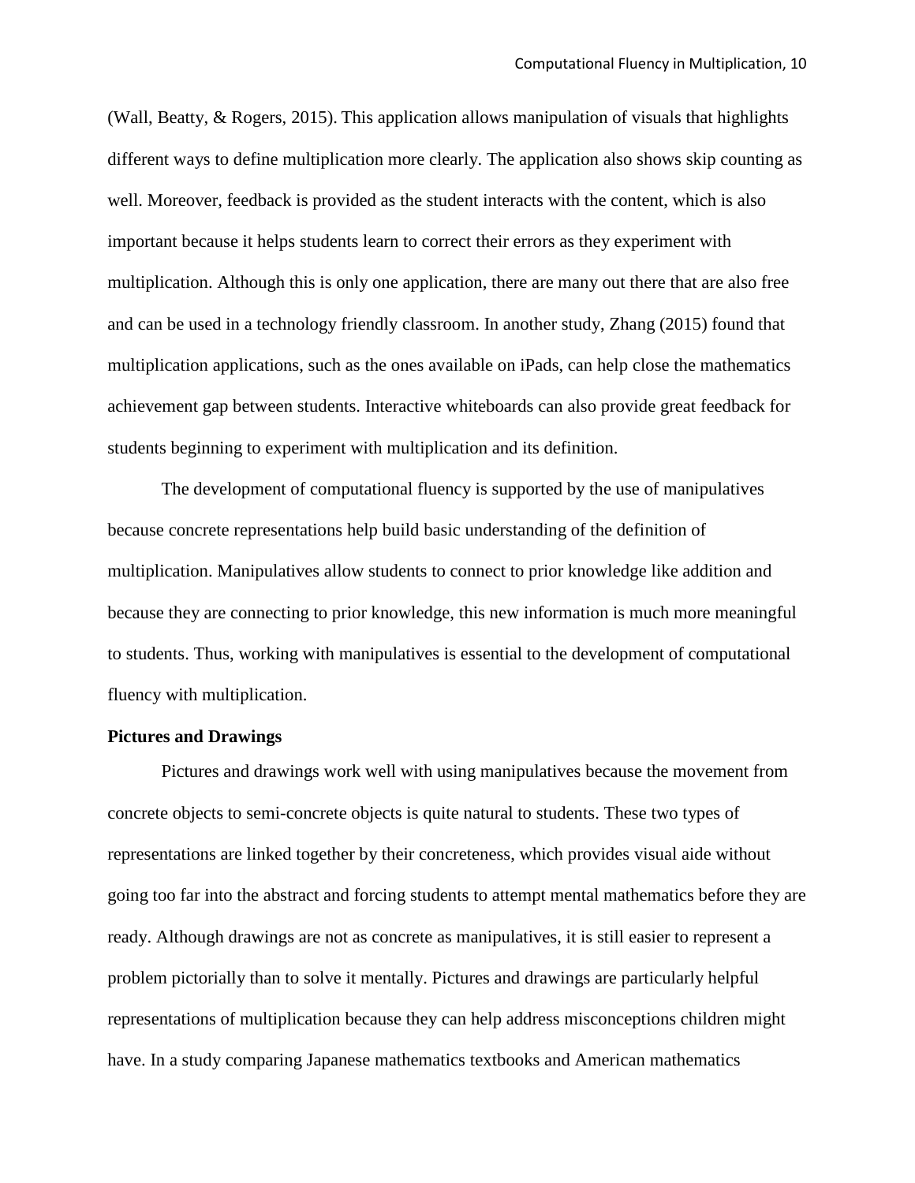(Wall, Beatty, & Rogers, 2015). This application allows manipulation of visuals that highlights different ways to define multiplication more clearly. The application also shows skip counting as well. Moreover, feedback is provided as the student interacts with the content, which is also important because it helps students learn to correct their errors as they experiment with multiplication. Although this is only one application, there are many out there that are also free and can be used in a technology friendly classroom. In another study, Zhang (2015) found that multiplication applications, such as the ones available on iPads, can help close the mathematics achievement gap between students. Interactive whiteboards can also provide great feedback for students beginning to experiment with multiplication and its definition.

The development of computational fluency is supported by the use of manipulatives because concrete representations help build basic understanding of the definition of multiplication. Manipulatives allow students to connect to prior knowledge like addition and because they are connecting to prior knowledge, this new information is much more meaningful to students. Thus, working with manipulatives is essential to the development of computational fluency with multiplication.

**Pictures and Drawings**

Pictures and drawings work well with using manipulatives because the movement from concrete objects to semi-concrete objects is quite natural to students. These two types of representations are linked together by their concreteness, which provides visual aide without going too far into the abstract and forcing students to attempt mental mathematics before they are ready. Although drawings are not as concrete as manipulatives, it is still easier to represent a problem pictorially than to solve it mentally. Pictures and drawings are particularly helpful representations of multiplication because they can help address misconceptions children might have. In a study comparing Japanese mathematics textbooks and American mathematics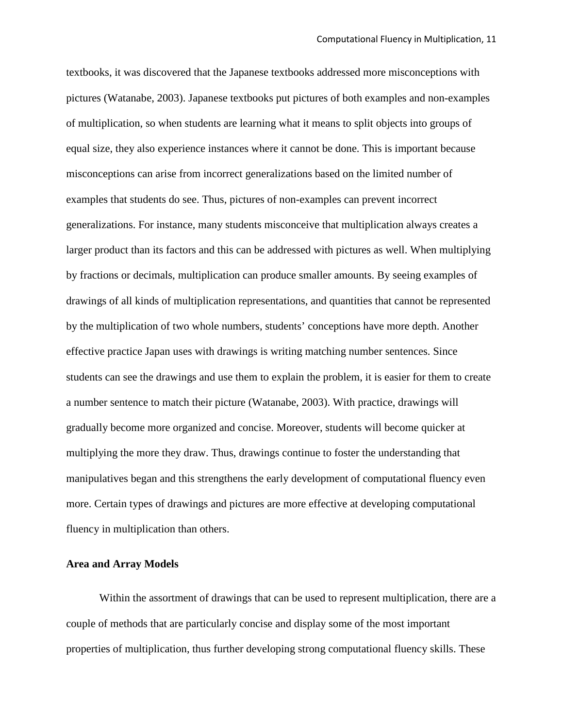textbooks, it was discovered that the Japanese textbooks addressed more misconceptions with pictures (Watanabe, 2003). Japanese textbooks put pictures of both examples and non-examples of multiplication, so when students are learning what it means to split objects into groups of equal size, they also experience instances where it cannot be done. This is important because misconceptions can arise from incorrect generalizations based on the limited number of examples that students do see. Thus, pictures of non-examples can prevent incorrect generalizations. For instance, many students misconceive that multiplication always creates a larger product than its factors and this can be addressed with pictures as well. When multiplying by fractions or decimals, multiplication can produce smaller amounts. By seeing examples of drawings of all kinds of multiplication representations, and quantities that cannot be represented by the multiplication of two whole numbers, students' conceptions have more depth. Another effective practice Japan uses with drawings is writing matching number sentences. Since students can see the drawings and use them to explain the problem, it is easier for them to create a number sentence to match their picture (Watanabe, 2003). With practice, drawings will gradually become more organized and concise. Moreover, students will become quicker at multiplying the more they draw. Thus, drawings continue to foster the understanding that manipulatives began and this strengthens the early development of computational fluency even more. Certain types of drawings and pictures are more effective at developing computational fluency in multiplication than others.

**Area and Array Models**

Within the assortment of drawings that can be used to represent multiplication, there are a couple of methods that are particularly concise and display some of the most important properties of multiplication, thus further developing strong computational fluency skills. These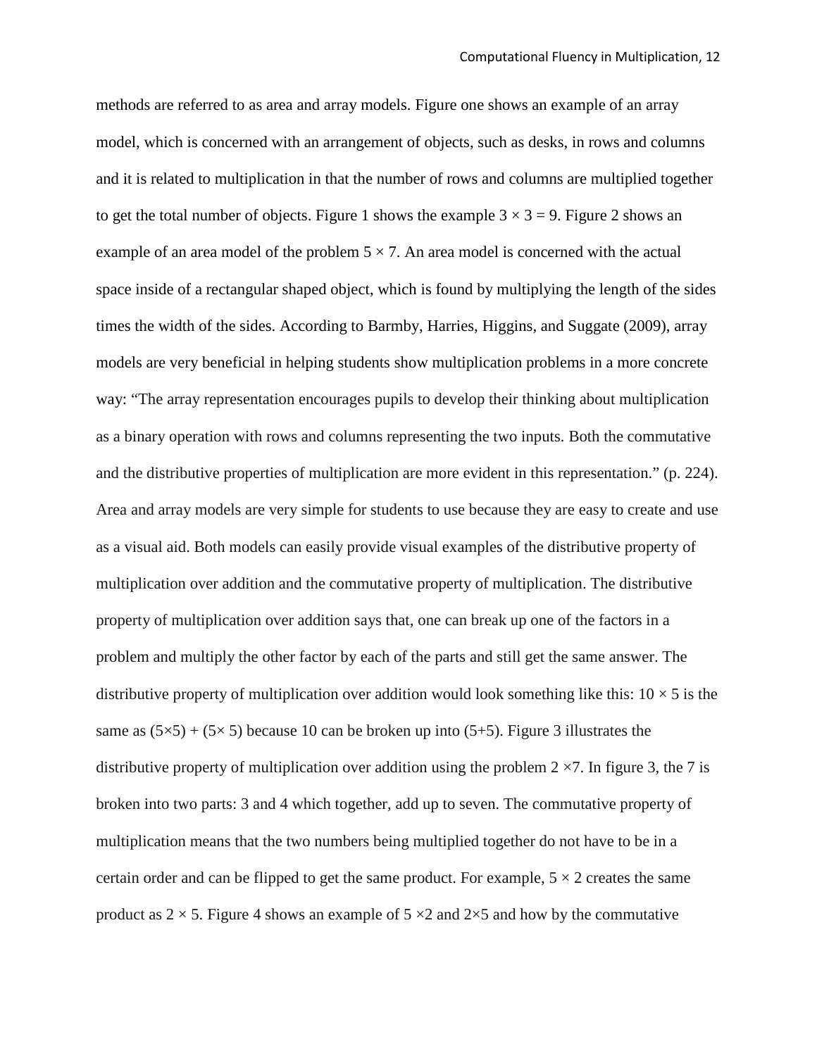methods are referred to as area and array models. Figure one shows an example of an array model, which is concerned with an arrangement of objects, such as desks, in rows and columns and it is related to multiplication in that the number of rows and columns are multiplied together to get the total number of objects. Figure 1 shows the example $3 \times 3 = 9$. Figure 2 shows an example of an area model of the problem $5 \times 7$. An area model is concerned with the actual space inside of a rectangular shaped object, which is found by multiplying the length of the sides times the width of the sides. According to Barmby, Harries, Higgins, and Suggate (2009), array models are very beneficial in helping students show multiplication problems in a more concrete way: "The array representation encourages pupils to develop their thinking about multiplication as a binary operation with rows and columns representing the two inputs. Both the commutative and the distributive properties of multiplication are more evident in this representation." (p. 224). Area and array models are very simple for students to use because they are easy to create and use as a visual aid. Both models can easily provide visual examples of the distributive property of multiplication over addition and the commutative property of multiplication. The distributive property of multiplication over addition says that, one can break up one of the factors in a problem and multiply the other factor by each of the parts and still get the same answer. The distributive property of multiplication over addition would look something like this: $10 \times 5$ is the same as $(5\times5) + (5\times 5)$ because 10 can be broken up into $(5+5)$. Figure 3 illustrates the distributive property of multiplication over addition using the problem $2 \times 7$. In figure 3, the 7 is broken into two parts: 3 and 4 which together, add up to seven. The commutative property of multiplication means that the two numbers being multiplied together do not have to be in a certain order and can be flipped to get the same product. For example, $5 \times 2$ creates the same product as $2 \times 5$. Figure 4 shows an example of $5 \times 2$ and $2 \times 5$ and how by the commutative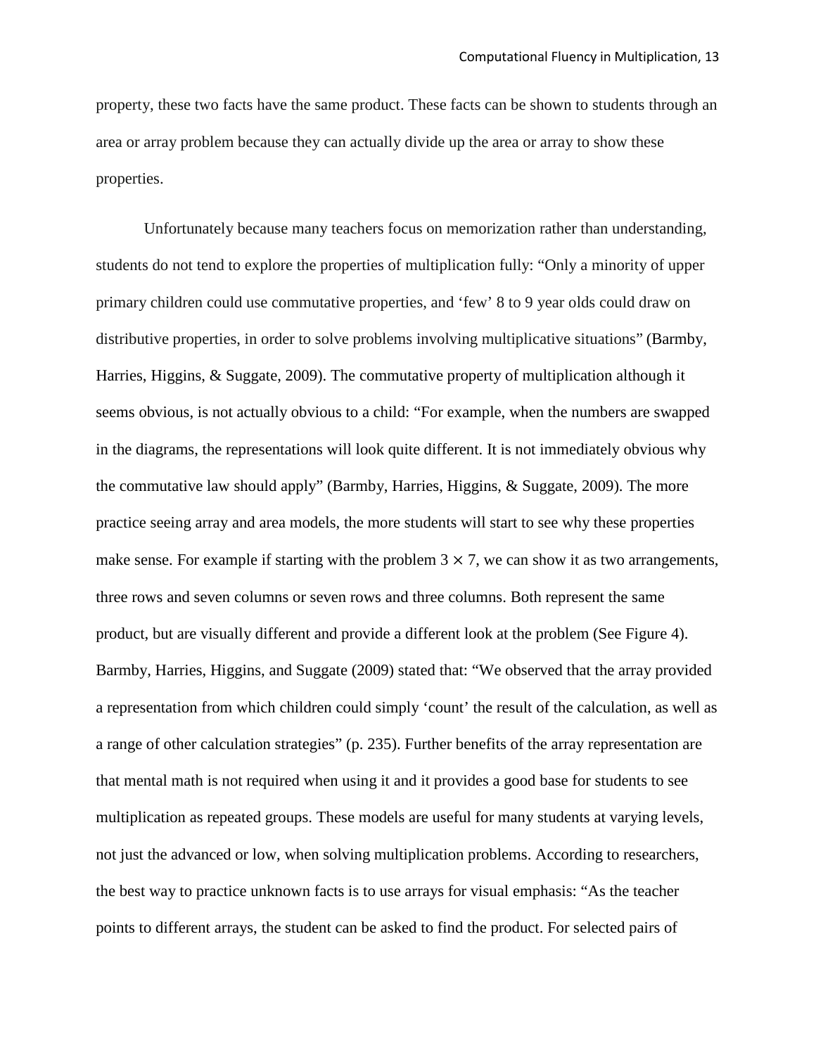property, these two facts have the same product. These facts can be shown to students through an area or array problem because they can actually divide up the area or array to show these properties.

Unfortunately because many teachers focus on memorization rather than understanding, students do not tend to explore the properties of multiplication fully: "Only a minority of upper primary children could use commutative properties, and 'few' 8 to 9 year olds could draw on distributive properties, in order to solve problems involving multiplicative situations" (Barmby, Harries, Higgins, & Suggate, 2009). The commutative property of multiplication although it seems obvious, is not actually obvious to a child: "For example, when the numbers are swapped in the diagrams, the representations will look quite different. It is not immediately obvious why the commutative law should apply" (Barmby, Harries, Higgins, & Suggate, 2009). The more practice seeing array and area models, the more students will start to see why these properties make sense. For example if starting with the problem $3 \times 7$, we can show it as two arrangements, three rows and seven columns or seven rows and three columns. Both represent the same product, but are visually different and provide a different look at the problem (See Figure 4). Barmby, Harries, Higgins, and Suggate (2009) stated that: "We observed that the array provided a representation from which children could simply 'count' the result of the calculation, as well as a range of other calculation strategies" (p. 235). Further benefits of the array representation are that mental math is not required when using it and it provides a good base for students to see multiplication as repeated groups. These models are useful for many students at varying levels, not just the advanced or low, when solving multiplication problems. According to researchers, the best way to practice unknown facts is to use arrays for visual emphasis: "As the teacher points to different arrays, the student can be asked to find the product. For selected pairs of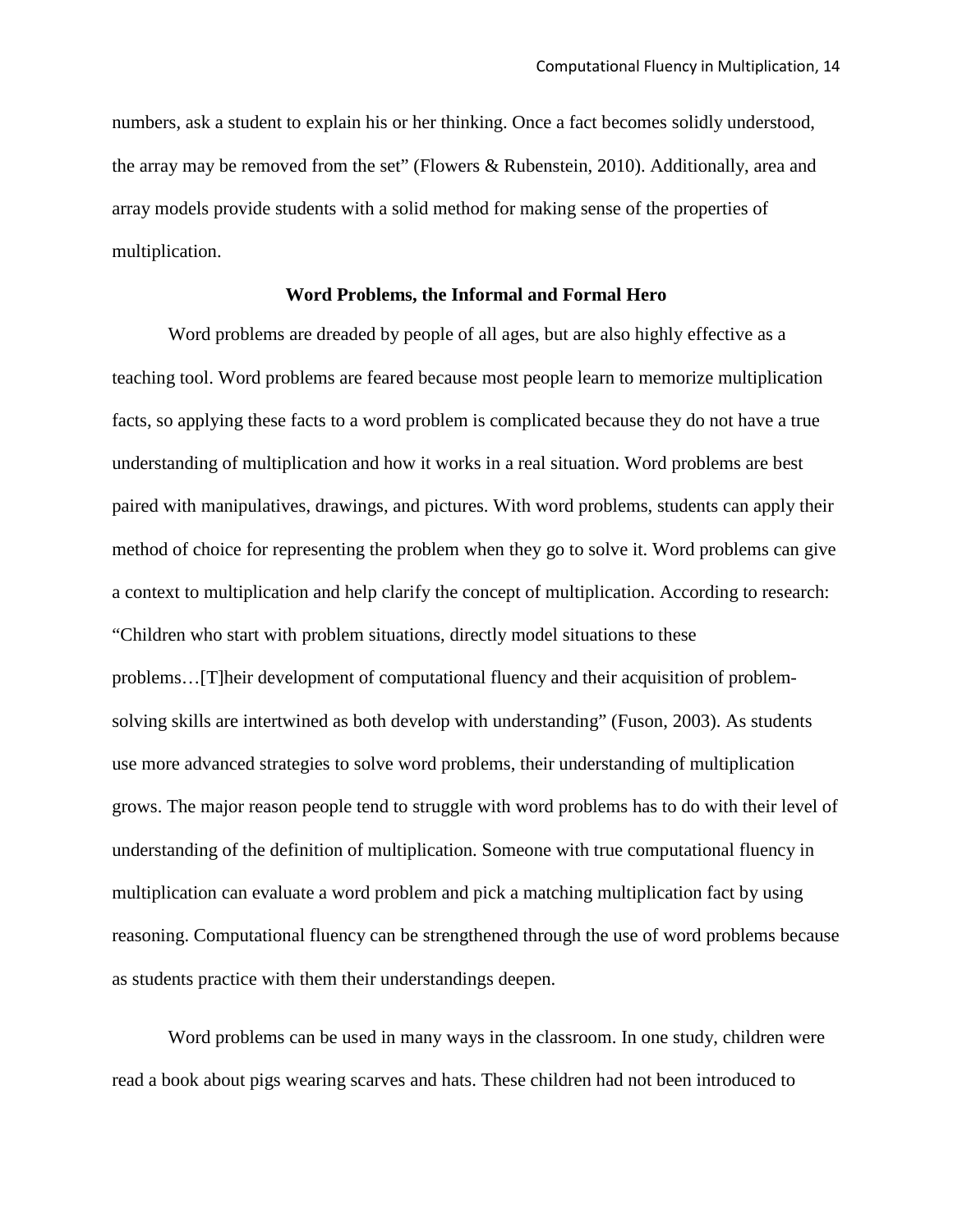numbers, ask a student to explain his or her thinking. Once a fact becomes solidly understood, the array may be removed from the set" (Flowers & Rubenstein, 2010). Additionally, area and array models provide students with a solid method for making sense of the properties of multiplication.

**Word Problems, the Informal and Formal Hero**

Word problems are dreaded by people of all ages, but are also highly effective as a teaching tool. Word problems are feared because most people learn to memorize multiplication facts, so applying these facts to a word problem is complicated because they do not have a true understanding of multiplication and how it works in a real situation. Word problems are best paired with manipulatives, drawings, and pictures. With word problems, students can apply their method of choice for representing the problem when they go to solve it. Word problems can give a context to multiplication and help clarify the concept of multiplication. According to research: "Children who start with problem situations, directly model situations to these problems…[T]heir development of computational fluency and their acquisition of problem-solving skills are intertwined as both develop with understanding" (Fuson, 2003). As students use more advanced strategies to solve word problems, their understanding of multiplication grows. The major reason people tend to struggle with word problems has to do with their level of understanding of the definition of multiplication. Someone with true computational fluency in multiplication can evaluate a word problem and pick a matching multiplication fact by using reasoning. Computational fluency can be strengthened through the use of word problems because as students practice with them their understandings deepen.

Word problems can be used in many ways in the classroom. In one study, children were read a book about pigs wearing scarves and hats. These children had not been introduced to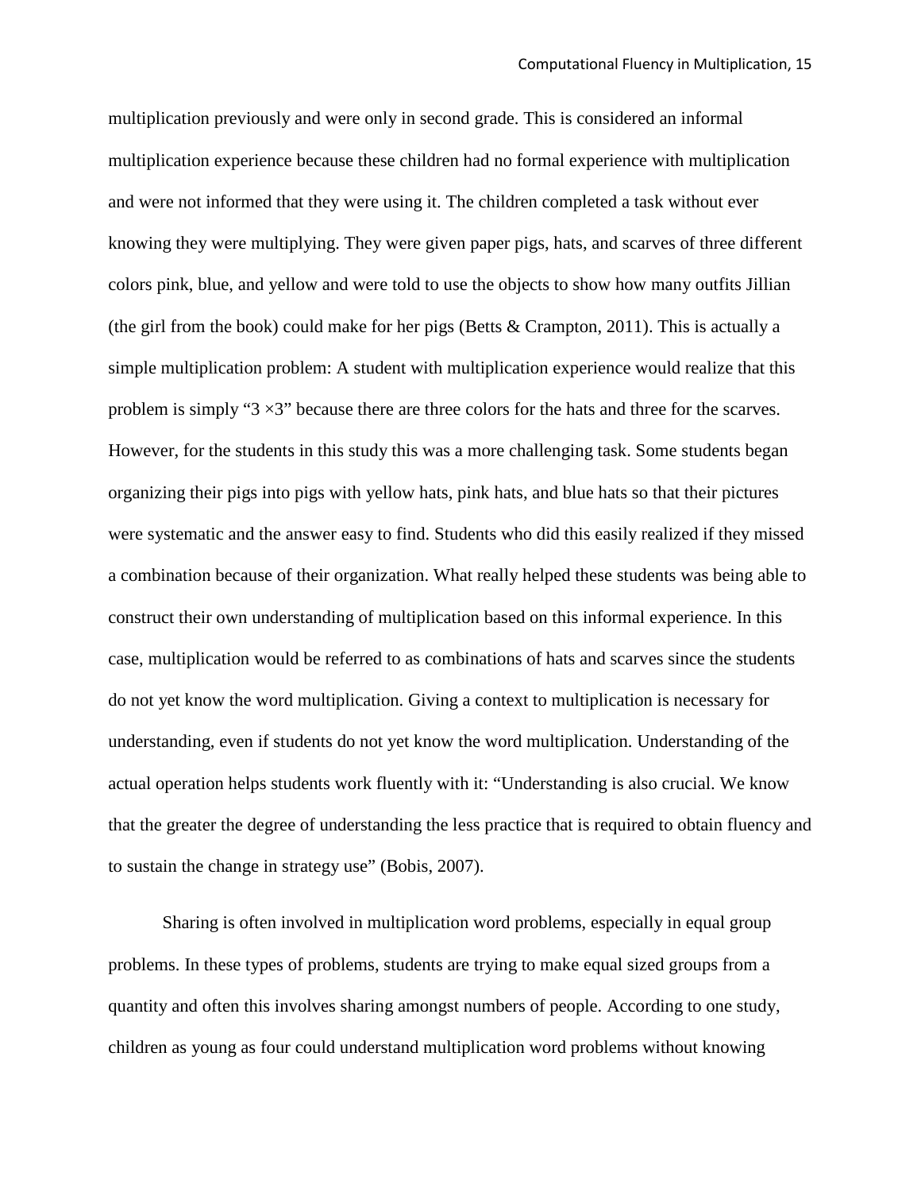multiplication previously and were only in second grade. This is considered an informal multiplication experience because these children had no formal experience with multiplication and were not informed that they were using it. The children completed a task without ever knowing they were multiplying. They were given paper pigs, hats, and scarves of three different colors pink, blue, and yellow and were told to use the objects to show how many outfits Jillian (the girl from the book) could make for her pigs (Betts & Crampton, 2011). This is actually a simple multiplication problem: A student with multiplication experience would realize that this problem is simply "$3 \times 3$" because there are three colors for the hats and three for the scarves. However, for the students in this study this was a more challenging task. Some students began organizing their pigs into pigs with yellow hats, pink hats, and blue hats so that their pictures were systematic and the answer easy to find. Students who did this easily realized if they missed a combination because of their organization. What really helped these students was being able to construct their own understanding of multiplication based on this informal experience. In this case, multiplication would be referred to as combinations of hats and scarves since the students do not yet know the word multiplication. Giving a context to multiplication is necessary for understanding, even if students do not yet know the word multiplication. Understanding of the actual operation helps students work fluently with it: "Understanding is also crucial. We know that the greater the degree of understanding the less practice that is required to obtain fluency and to sustain the change in strategy use" (Bobis, 2007).

Sharing is often involved in multiplication word problems, especially in equal group problems. In these types of problems, students are trying to make equal sized groups from a quantity and often this involves sharing amongst numbers of people. According to one study, children as young as four could understand multiplication word problems without knowing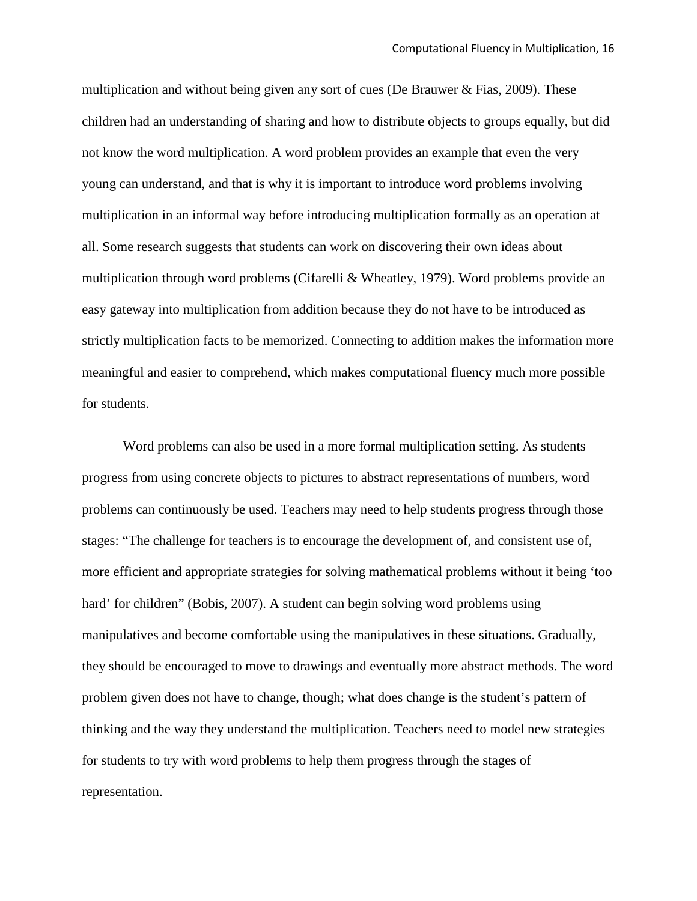multiplication and without being given any sort of cues (De Brauwer & Fias, 2009). These children had an understanding of sharing and how to distribute objects to groups equally, but did not know the word multiplication. A word problem provides an example that even the very young can understand, and that is why it is important to introduce word problems involving multiplication in an informal way before introducing multiplication formally as an operation at all. Some research suggests that students can work on discovering their own ideas about multiplication through word problems (Cifarelli & Wheatley, 1979). Word problems provide an easy gateway into multiplication from addition because they do not have to be introduced as strictly multiplication facts to be memorized. Connecting to addition makes the information more meaningful and easier to comprehend, which makes computational fluency much more possible for students.

Word problems can also be used in a more formal multiplication setting. As students progress from using concrete objects to pictures to abstract representations of numbers, word problems can continuously be used. Teachers may need to help students progress through those stages: "The challenge for teachers is to encourage the development of, and consistent use of, more efficient and appropriate strategies for solving mathematical problems without it being 'too hard' for children" (Bobis, 2007). A student can begin solving word problems using manipulatives and become comfortable using the manipulatives in these situations. Gradually, they should be encouraged to move to drawings and eventually more abstract methods. The word problem given does not have to change, though; what does change is the student's pattern of thinking and the way they understand the multiplication. Teachers need to model new strategies for students to try with word problems to help them progress through the stages of representation.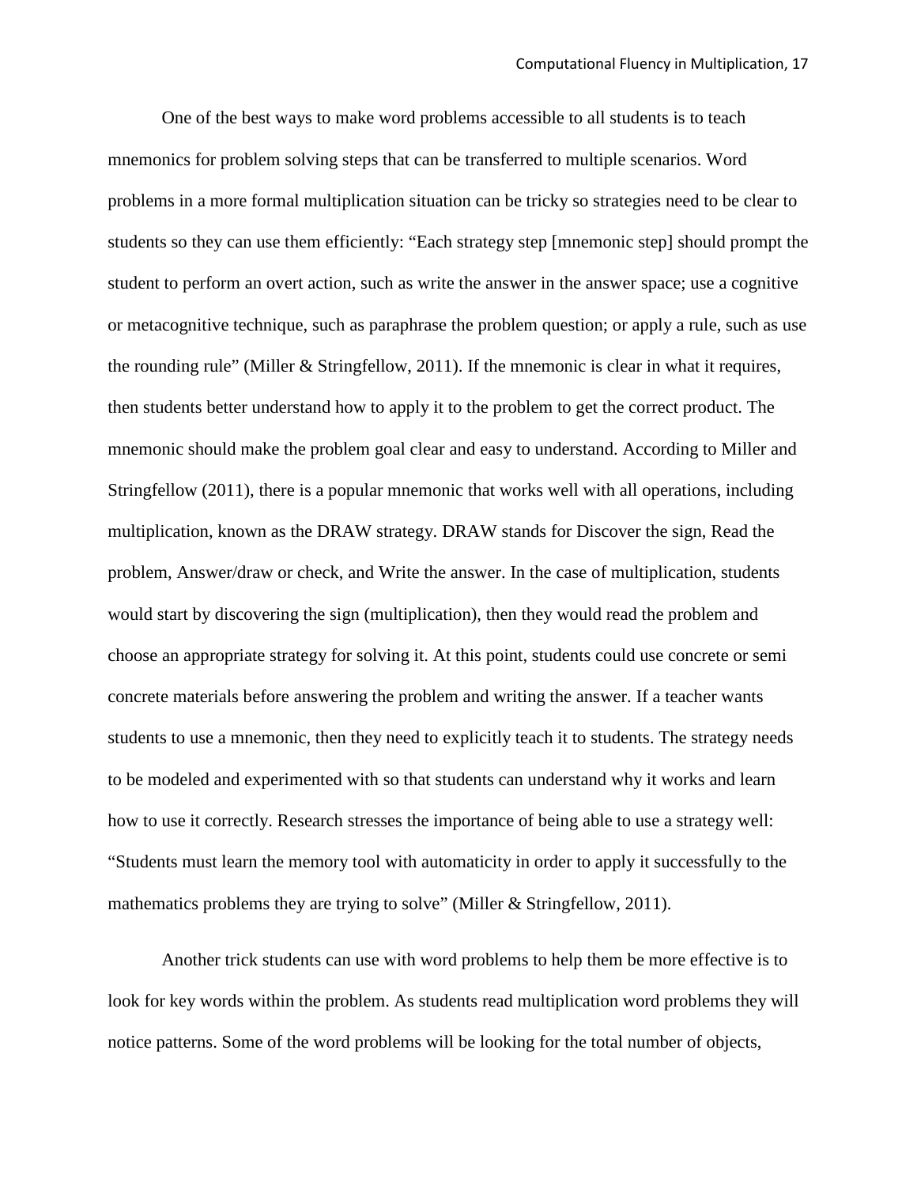One of the best ways to make word problems accessible to all students is to teach mnemonics for problem solving steps that can be transferred to multiple scenarios. Word problems in a more formal multiplication situation can be tricky so strategies need to be clear to students so they can use them efficiently: "Each strategy step [mnemonic step] should prompt the student to perform an overt action, such as write the answer in the answer space; use a cognitive or metacognitive technique, such as paraphrase the problem question; or apply a rule, such as use the rounding rule" (Miller & Stringfellow, 2011). If the mnemonic is clear in what it requires, then students better understand how to apply it to the problem to get the correct product. The mnemonic should make the problem goal clear and easy to understand. According to Miller and Stringfellow (2011), there is a popular mnemonic that works well with all operations, including multiplication, known as the DRAW strategy. DRAW stands for Discover the sign, Read the problem, Answer/draw or check, and Write the answer. In the case of multiplication, students would start by discovering the sign (multiplication), then they would read the problem and choose an appropriate strategy for solving it. At this point, students could use concrete or semi concrete materials before answering the problem and writing the answer. If a teacher wants students to use a mnemonic, then they need to explicitly teach it to students. The strategy needs to be modeled and experimented with so that students can understand why it works and learn how to use it correctly. Research stresses the importance of being able to use a strategy well: "Students must learn the memory tool with automaticity in order to apply it successfully to the mathematics problems they are trying to solve" (Miller & Stringfellow, 2011).

Another trick students can use with word problems to help them be more effective is to look for key words within the problem. As students read multiplication word problems they will notice patterns. Some of the word problems will be looking for the total number of objects,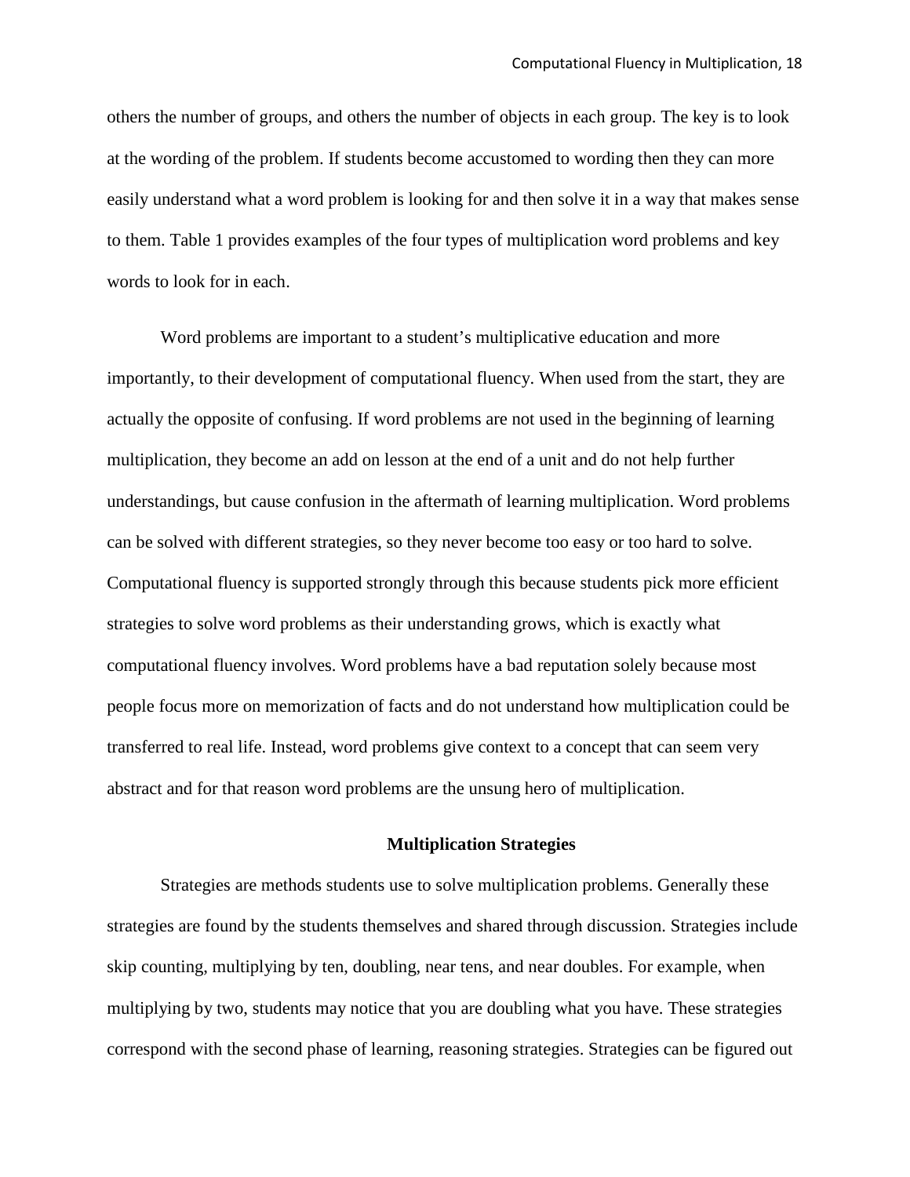others the number of groups, and others the number of objects in each group. The key is to look at the wording of the problem. If students become accustomed to wording then they can more easily understand what a word problem is looking for and then solve it in a way that makes sense to them. Table 1 provides examples of the four types of multiplication word problems and key words to look for in each.

Word problems are important to a student's multiplicative education and more importantly, to their development of computational fluency. When used from the start, they are actually the opposite of confusing. If word problems are not used in the beginning of learning multiplication, they become an add on lesson at the end of a unit and do not help further understandings, but cause confusion in the aftermath of learning multiplication. Word problems can be solved with different strategies, so they never become too easy or too hard to solve. Computational fluency is supported strongly through this because students pick more efficient strategies to solve word problems as their understanding grows, which is exactly what computational fluency involves. Word problems have a bad reputation solely because most people focus more on memorization of facts and do not understand how multiplication could be transferred to real life. Instead, word problems give context to a concept that can seem very abstract and for that reason word problems are the unsung hero of multiplication.

## Multiplication Strategies

Strategies are methods students use to solve multiplication problems. Generally these strategies are found by the students themselves and shared through discussion. Strategies include skip counting, multiplying by ten, doubling, near tens, and near doubles. For example, when multiplying by two, students may notice that you are doubling what you have. These strategies correspond with the second phase of learning, reasoning strategies. Strategies can be figured out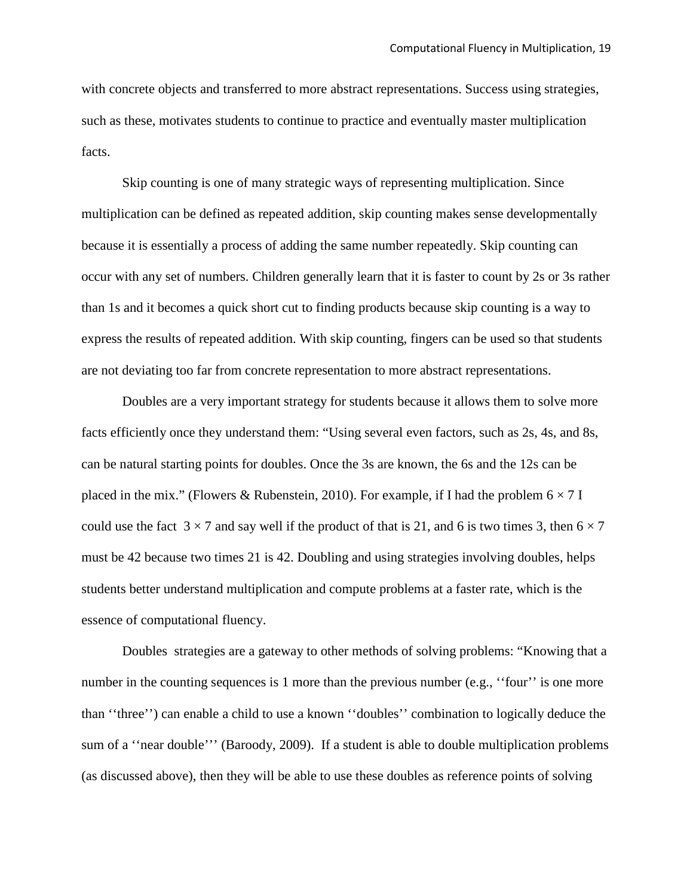with concrete objects and transferred to more abstract representations. Success using strategies, such as these, motivates students to continue to practice and eventually master multiplication facts.

Skip counting is one of many strategic ways of representing multiplication. Since multiplication can be defined as repeated addition, skip counting makes sense developmentally because it is essentially a process of adding the same number repeatedly. Skip counting can occur with any set of numbers. Children generally learn that it is faster to count by 2s or 3s rather than 1s and it becomes a quick short cut to finding products because skip counting is a way to express the results of repeated addition. With skip counting, fingers can be used so that students are not deviating too far from concrete representation to more abstract representations.

Doubles are a very important strategy for students because it allows them to solve more facts efficiently once they understand them: “Using several even factors, such as 2s, 4s, and 8s, can be natural starting points for doubles. Once the 3s are known, the 6s and the 12s can be placed in the mix.” (Flowers & Rubenstein, 2010). For example, if I had the problem $6 \times 7$ I could use the fact $3 \times 7$ and say well if the product of that is 21, and 6 is two times 3, then $6 \times 7$ must be 42 because two times 21 is 42. Doubling and using strategies involving doubles, helps students better understand multiplication and compute problems at a faster rate, which is the essence of computational fluency.

Doubles strategies are a gateway to other methods of solving problems: “Knowing that a number in the counting sequences is 1 more than the previous number (e.g., ‘‘four’’ is one more than ‘‘three’’) can enable a child to use a known ‘‘doubles’’ combination to logically deduce the sum of a ‘‘near double’’’ (Baroody, 2009). If a student is able to double multiplication problems (as discussed above), then they will be able to use these doubles as reference points of solving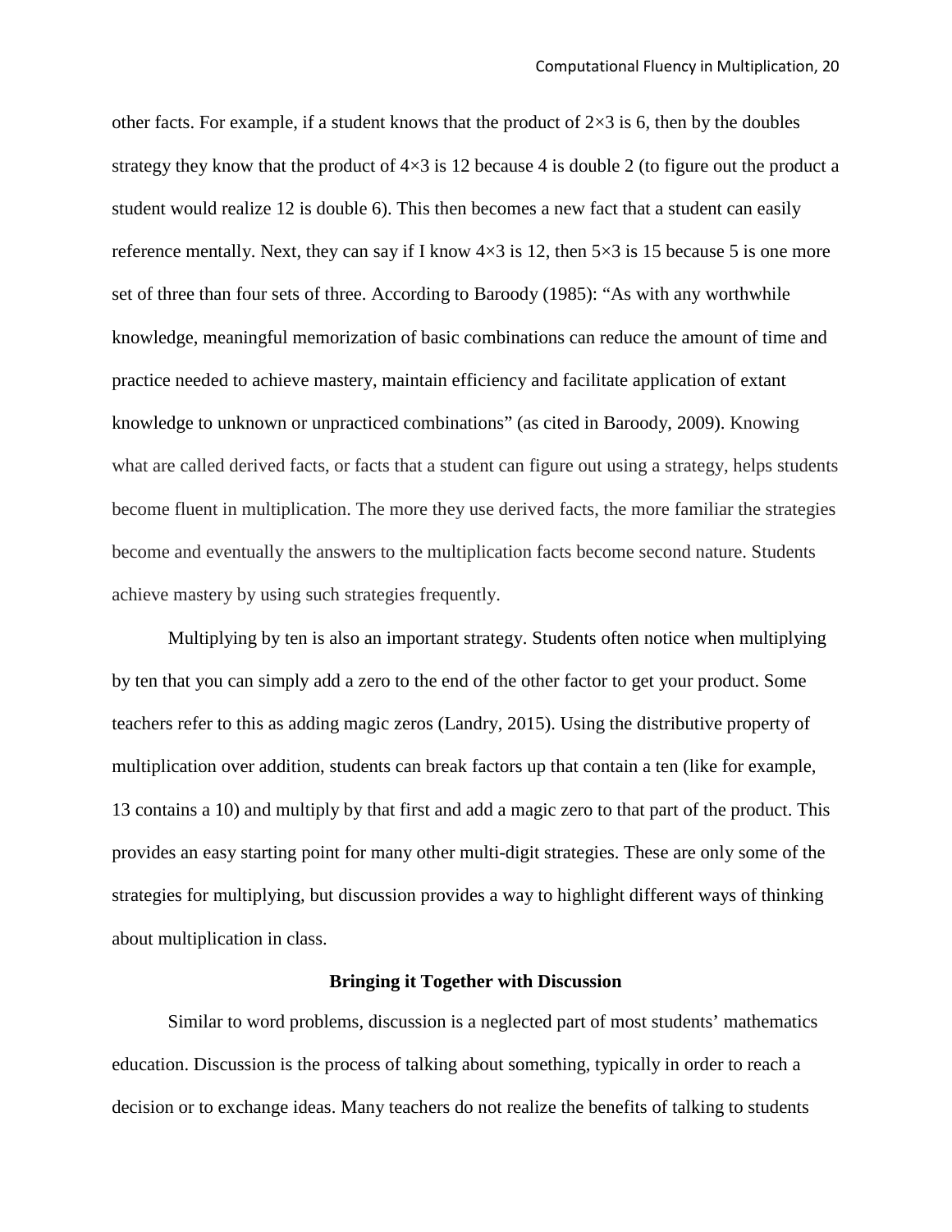other facts. For example, if a student knows that the product of $2 \times 3$ is 6, then by the doubles strategy they know that the product of $4 \times 3$ is 12 because 4 is double 2 (to figure out the product a student would realize 12 is double 6). This then becomes a new fact that a student can easily reference mentally. Next, they can say if I know $4 \times 3$ is 12, then $5 \times 3$ is 15 because 5 is one more set of three than four sets of three. According to Baroody (1985): "As with any worthwhile knowledge, meaningful memorization of basic combinations can reduce the amount of time and practice needed to achieve mastery, maintain efficiency and facilitate application of extant knowledge to unknown or unpracticed combinations" (as cited in Baroody, 2009). Knowing what are called derived facts, or facts that a student can figure out using a strategy, helps students become fluent in multiplication. The more they use derived facts, the more familiar the strategies become and eventually the answers to the multiplication facts become second nature. Students achieve mastery by using such strategies frequently.

Multiplying by ten is also an important strategy. Students often notice when multiplying by ten that you can simply add a zero to the end of the other factor to get your product. Some teachers refer to this as adding magic zeros (Landry, 2015). Using the distributive property of multiplication over addition, students can break factors up that contain a ten (like for example, 13 contains a 10) and multiply by that first and add a magic zero to that part of the product. This provides an easy starting point for many other multi-digit strategies. These are only some of the strategies for multiplying, but discussion provides a way to highlight different ways of thinking about multiplication in class.

## Bringing it Together with Discussion

Similar to word problems, discussion is a neglected part of most students' mathematics education. Discussion is the process of talking about something, typically in order to reach a decision or to exchange ideas. Many teachers do not realize the benefits of talking to students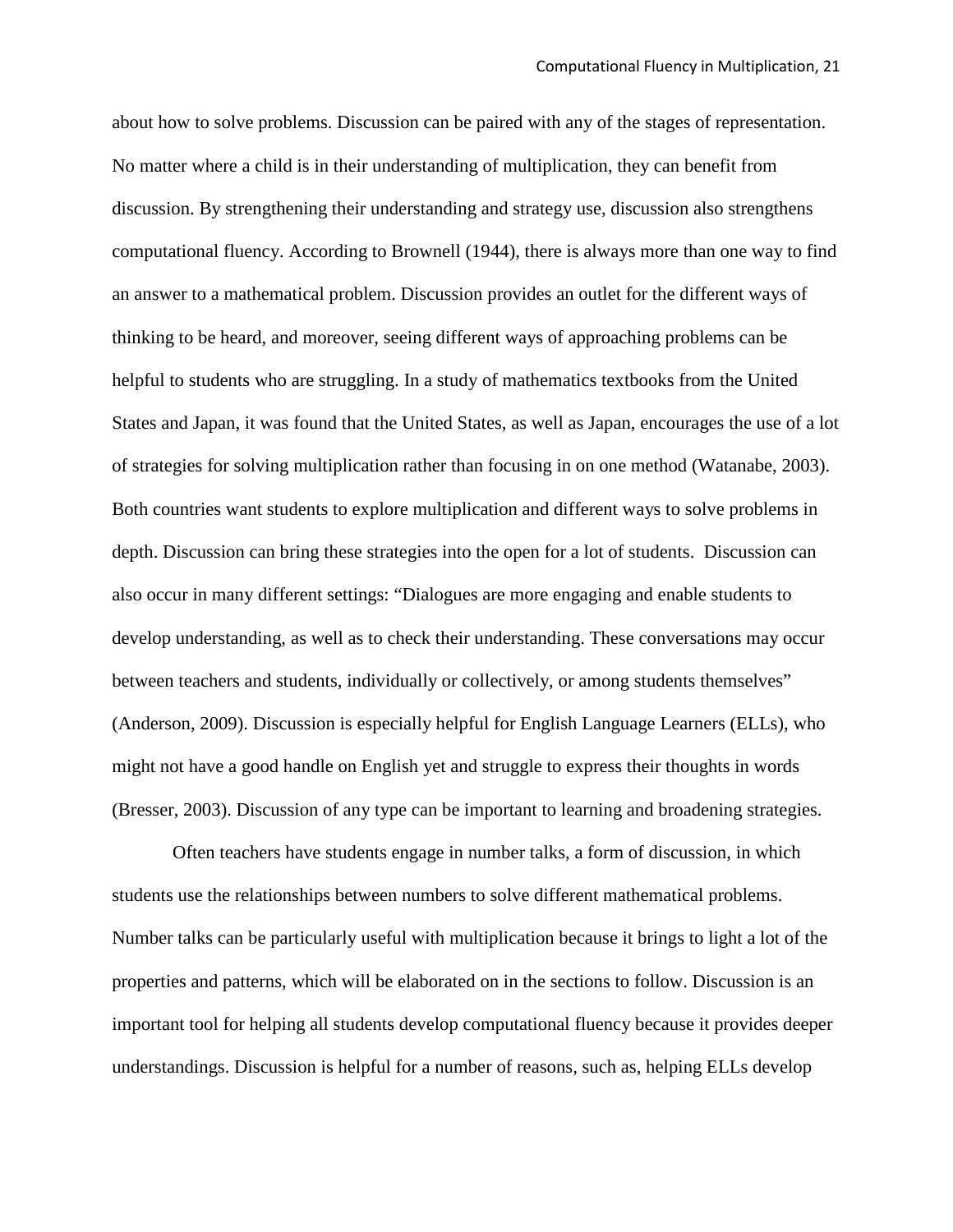about how to solve problems. Discussion can be paired with any of the stages of representation. No matter where a child is in their understanding of multiplication, they can benefit from discussion. By strengthening their understanding and strategy use, discussion also strengthens computational fluency. According to Brownell (1944), there is always more than one way to find an answer to a mathematical problem. Discussion provides an outlet for the different ways of thinking to be heard, and moreover, seeing different ways of approaching problems can be helpful to students who are struggling. In a study of mathematics textbooks from the United States and Japan, it was found that the United States, as well as Japan, encourages the use of a lot of strategies for solving multiplication rather than focusing in on one method (Watanabe, 2003). Both countries want students to explore multiplication and different ways to solve problems in depth. Discussion can bring these strategies into the open for a lot of students. Discussion can also occur in many different settings: "Dialogues are more engaging and enable students to develop understanding, as well as to check their understanding. These conversations may occur between teachers and students, individually or collectively, or among students themselves" (Anderson, 2009). Discussion is especially helpful for English Language Learners (ELLs), who might not have a good handle on English yet and struggle to express their thoughts in words (Bresser, 2003). Discussion of any type can be important to learning and broadening strategies.

Often teachers have students engage in number talks, a form of discussion, in which students use the relationships between numbers to solve different mathematical problems. Number talks can be particularly useful with multiplication because it brings to light a lot of the properties and patterns, which will be elaborated on in the sections to follow. Discussion is an important tool for helping all students develop computational fluency because it provides deeper understandings. Discussion is helpful for a number of reasons, such as, helping ELLs develop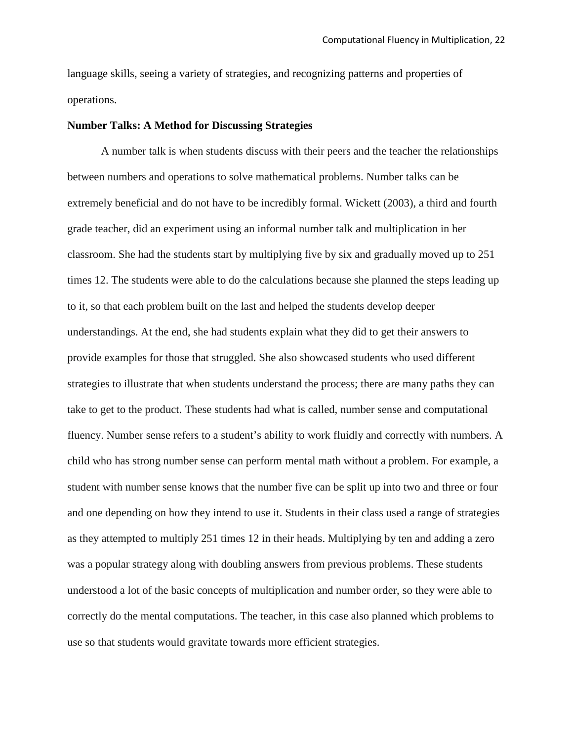language skills, seeing a variety of strategies, and recognizing patterns and properties of operations.

**Number Talks: A Method for Discussing Strategies**

A number talk is when students discuss with their peers and the teacher the relationships between numbers and operations to solve mathematical problems. Number talks can be extremely beneficial and do not have to be incredibly formal. Wickett (2003), a third and fourth grade teacher, did an experiment using an informal number talk and multiplication in her classroom. She had the students start by multiplying five by six and gradually moved up to 251 times 12. The students were able to do the calculations because she planned the steps leading up to it, so that each problem built on the last and helped the students develop deeper understandings. At the end, she had students explain what they did to get their answers to provide examples for those that struggled. She also showcased students who used different strategies to illustrate that when students understand the process; there are many paths they can take to get to the product. These students had what is called, number sense and computational fluency. Number sense refers to a student's ability to work fluidly and correctly with numbers. A child who has strong number sense can perform mental math without a problem. For example, a student with number sense knows that the number five can be split up into two and three or four and one depending on how they intend to use it. Students in their class used a range of strategies as they attempted to multiply 251 times 12 in their heads. Multiplying by ten and adding a zero was a popular strategy along with doubling answers from previous problems. These students understood a lot of the basic concepts of multiplication and number order, so they were able to correctly do the mental computations. The teacher, in this case also planned which problems to use so that students would gravitate towards more efficient strategies.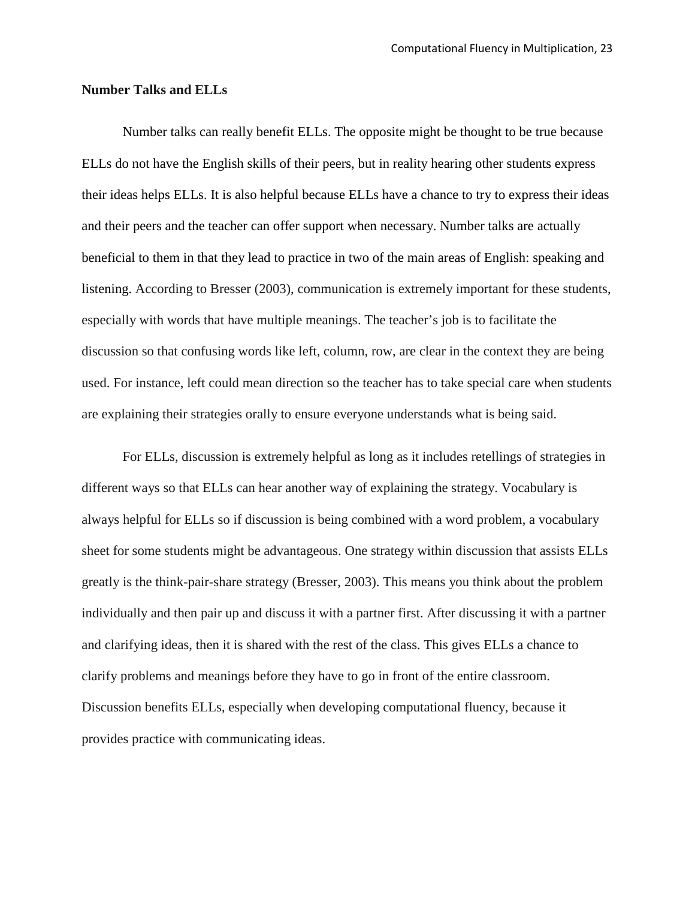**Number Talks and ELLs**

Number talks can really benefit ELLs. The opposite might be thought to be true because ELLs do not have the English skills of their peers, but in reality hearing other students express their ideas helps ELLs. It is also helpful because ELLs have a chance to try to express their ideas and their peers and the teacher can offer support when necessary. Number talks are actually beneficial to them in that they lead to practice in two of the main areas of English: speaking and listening. According to Bresser (2003), communication is extremely important for these students, especially with words that have multiple meanings. The teacher's job is to facilitate the discussion so that confusing words like left, column, row, are clear in the context they are being used. For instance, left could mean direction so the teacher has to take special care when students are explaining their strategies orally to ensure everyone understands what is being said.

For ELLs, discussion is extremely helpful as long as it includes retellings of strategies in different ways so that ELLs can hear another way of explaining the strategy. Vocabulary is always helpful for ELLs so if discussion is being combined with a word problem, a vocabulary sheet for some students might be advantageous. One strategy within discussion that assists ELLs greatly is the think-pair-share strategy (Bresser, 2003). This means you think about the problem individually and then pair up and discuss it with a partner first. After discussing it with a partner and clarifying ideas, then it is shared with the rest of the class. This gives ELLs a chance to clarify problems and meanings before they have to go in front of the entire classroom. Discussion benefits ELLs, especially when developing computational fluency, because it provides practice with communicating ideas.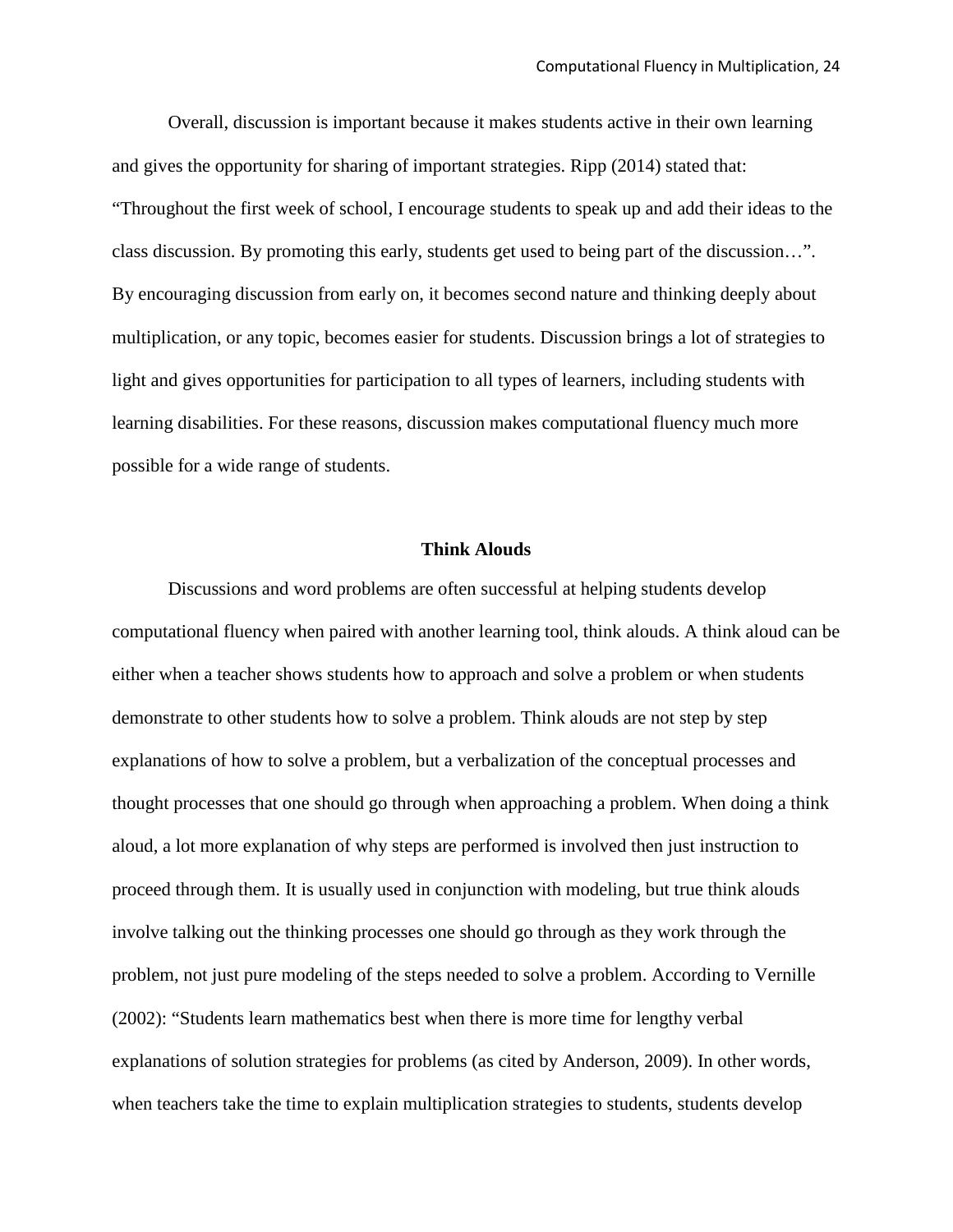Overall, discussion is important because it makes students active in their own learning and gives the opportunity for sharing of important strategies. Ripp (2014) stated that: “Throughout the first week of school, I encourage students to speak up and add their ideas to the class discussion. By promoting this early, students get used to being part of the discussion…”. By encouraging discussion from early on, it becomes second nature and thinking deeply about multiplication, or any topic, becomes easier for students. Discussion brings a lot of strategies to light and gives opportunities for participation to all types of learners, including students with learning disabilities. For these reasons, discussion makes computational fluency much more possible for a wide range of students.

## Think Alouds

Discussions and word problems are often successful at helping students develop computational fluency when paired with another learning tool, think alouds. A think aloud can be either when a teacher shows students how to approach and solve a problem or when students demonstrate to other students how to solve a problem. Think alouds are not step by step explanations of how to solve a problem, but a verbalization of the conceptual processes and thought processes that one should go through when approaching a problem. When doing a think aloud, a lot more explanation of why steps are performed is involved then just instruction to proceed through them. It is usually used in conjunction with modeling, but true think alouds involve talking out the thinking processes one should go through as they work through the problem, not just pure modeling of the steps needed to solve a problem. According to Vernille (2002): “Students learn mathematics best when there is more time for lengthy verbal explanations of solution strategies for problems (as cited by Anderson, 2009). In other words, when teachers take the time to explain multiplication strategies to students, students develop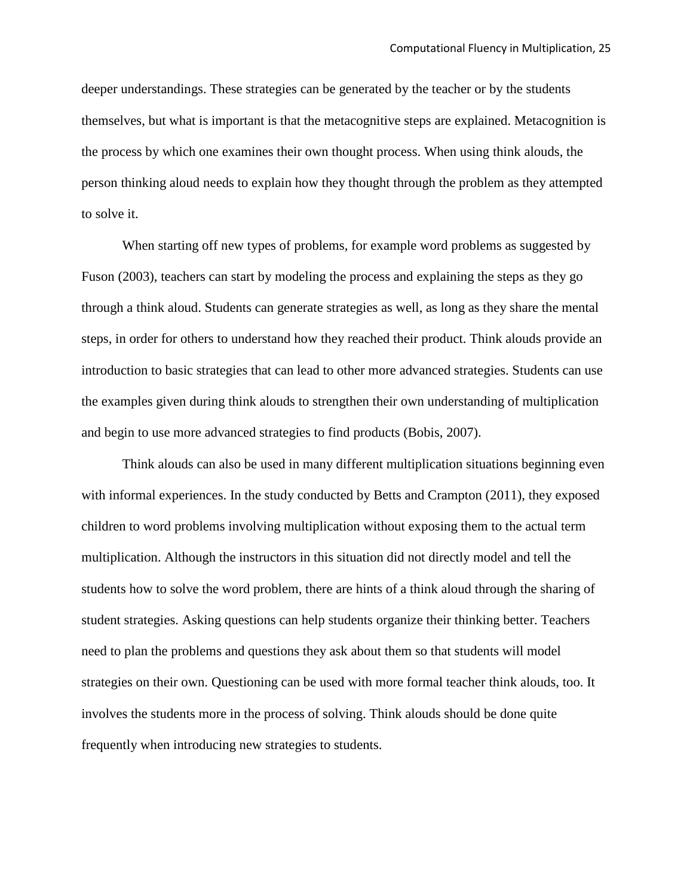deeper understandings. These strategies can be generated by the teacher or by the students themselves, but what is important is that the metacognitive steps are explained. Metacognition is the process by which one examines their own thought process. When using think alouds, the person thinking aloud needs to explain how they thought through the problem as they attempted to solve it.

When starting off new types of problems, for example word problems as suggested by Fuson (2003), teachers can start by modeling the process and explaining the steps as they go through a think aloud. Students can generate strategies as well, as long as they share the mental steps, in order for others to understand how they reached their product. Think alouds provide an introduction to basic strategies that can lead to other more advanced strategies. Students can use the examples given during think alouds to strengthen their own understanding of multiplication and begin to use more advanced strategies to find products (Bobis, 2007).

Think alouds can also be used in many different multiplication situations beginning even with informal experiences. In the study conducted by Betts and Crampton (2011), they exposed children to word problems involving multiplication without exposing them to the actual term multiplication. Although the instructors in this situation did not directly model and tell the students how to solve the word problem, there are hints of a think aloud through the sharing of student strategies. Asking questions can help students organize their thinking better. Teachers need to plan the problems and questions they ask about them so that students will model strategies on their own. Questioning can be used with more formal teacher think alouds, too. It involves the students more in the process of solving. Think alouds should be done quite frequently when introducing new strategies to students.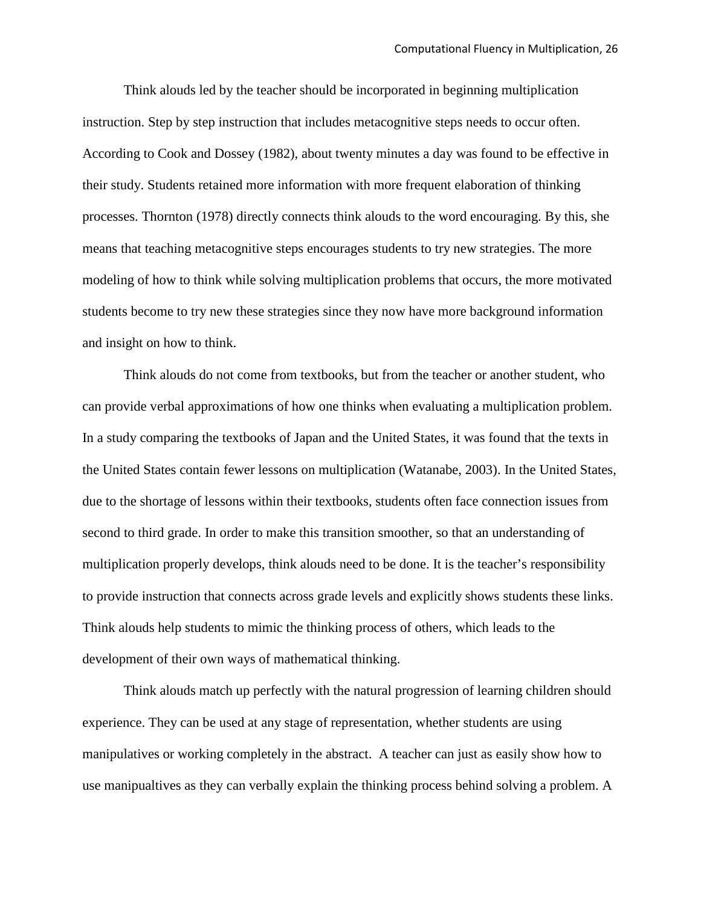Think alouds led by the teacher should be incorporated in beginning multiplication instruction. Step by step instruction that includes metacognitive steps needs to occur often. According to Cook and Dossey (1982), about twenty minutes a day was found to be effective in their study. Students retained more information with more frequent elaboration of thinking processes. Thornton (1978) directly connects think alouds to the word encouraging. By this, she means that teaching metacognitive steps encourages students to try new strategies. The more modeling of how to think while solving multiplication problems that occurs, the more motivated students become to try new these strategies since they now have more background information and insight on how to think.

Think alouds do not come from textbooks, but from the teacher or another student, who can provide verbal approximations of how one thinks when evaluating a multiplication problem. In a study comparing the textbooks of Japan and the United States, it was found that the texts in the United States contain fewer lessons on multiplication (Watanabe, 2003). In the United States, due to the shortage of lessons within their textbooks, students often face connection issues from second to third grade. In order to make this transition smoother, so that an understanding of multiplication properly develops, think alouds need to be done. It is the teacher's responsibility to provide instruction that connects across grade levels and explicitly shows students these links. Think alouds help students to mimic the thinking process of others, which leads to the development of their own ways of mathematical thinking.

Think alouds match up perfectly with the natural progression of learning children should experience. They can be used at any stage of representation, whether students are using manipulatives or working completely in the abstract. A teacher can just as easily show how to use manipualtives as they can verbally explain the thinking process behind solving a problem. A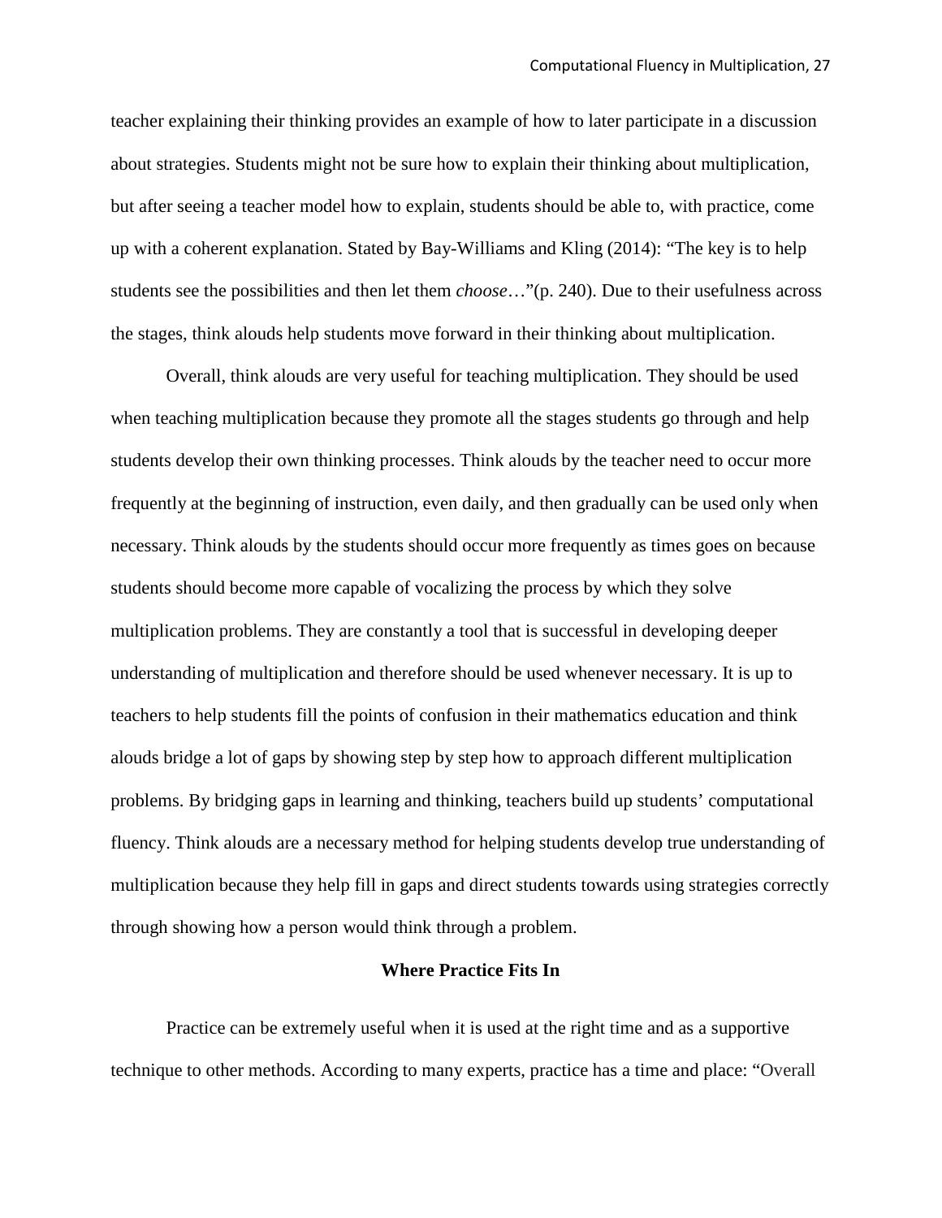teacher explaining their thinking provides an example of how to later participate in a discussion about strategies. Students might not be sure how to explain their thinking about multiplication, but after seeing a teacher model how to explain, students should be able to, with practice, come up with a coherent explanation. Stated by Bay-Williams and Kling (2014): "The key is to help students see the possibilities and then let them *choose*…"(p. 240). Due to their usefulness across the stages, think alouds help students move forward in their thinking about multiplication.

Overall, think alouds are very useful for teaching multiplication. They should be used when teaching multiplication because they promote all the stages students go through and help students develop their own thinking processes. Think alouds by the teacher need to occur more frequently at the beginning of instruction, even daily, and then gradually can be used only when necessary. Think alouds by the students should occur more frequently as times goes on because students should become more capable of vocalizing the process by which they solve multiplication problems. They are constantly a tool that is successful in developing deeper understanding of multiplication and therefore should be used whenever necessary. It is up to teachers to help students fill the points of confusion in their mathematics education and think alouds bridge a lot of gaps by showing step by step how to approach different multiplication problems. By bridging gaps in learning and thinking, teachers build up students' computational fluency. Think alouds are a necessary method for helping students develop true understanding of multiplication because they help fill in gaps and direct students towards using strategies correctly through showing how a person would think through a problem.

## Where Practice Fits In

Practice can be extremely useful when it is used at the right time and as a supportive technique to other methods. According to many experts, practice has a time and place: "Overall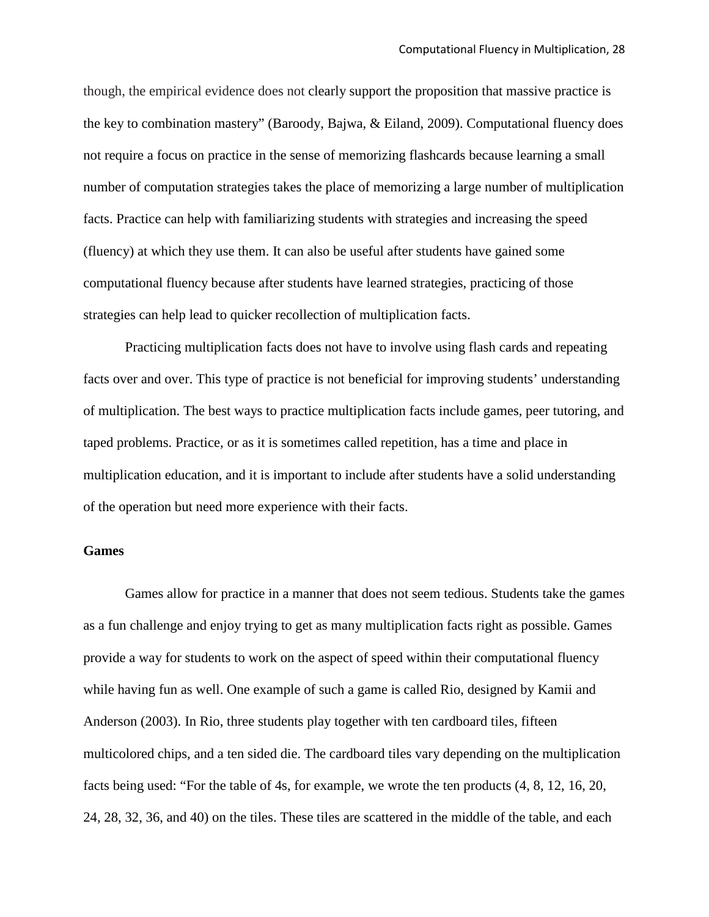though, the empirical evidence does not clearly support the proposition that massive practice is the key to combination mastery" (Baroody, Bajwa, & Eiland, 2009). Computational fluency does not require a focus on practice in the sense of memorizing flashcards because learning a small number of computation strategies takes the place of memorizing a large number of multiplication facts. Practice can help with familiarizing students with strategies and increasing the speed (fluency) at which they use them. It can also be useful after students have gained some computational fluency because after students have learned strategies, practicing of those strategies can help lead to quicker recollection of multiplication facts.

Practicing multiplication facts does not have to involve using flash cards and repeating facts over and over. This type of practice is not beneficial for improving students' understanding of multiplication. The best ways to practice multiplication facts include games, peer tutoring, and taped problems. Practice, or as it is sometimes called repetition, has a time and place in multiplication education, and it is important to include after students have a solid understanding of the operation but need more experience with their facts.

**Games**

Games allow for practice in a manner that does not seem tedious. Students take the games as a fun challenge and enjoy trying to get as many multiplication facts right as possible. Games provide a way for students to work on the aspect of speed within their computational fluency while having fun as well. One example of such a game is called Rio, designed by Kamii and Anderson (2003). In Rio, three students play together with ten cardboard tiles, fifteen multicolored chips, and a ten sided die. The cardboard tiles vary depending on the multiplication facts being used: "For the table of 4s, for example, we wrote the ten products (4, 8, 12, 16, 20, 24, 28, 32, 36, and 40) on the tiles. These tiles are scattered in the middle of the table, and each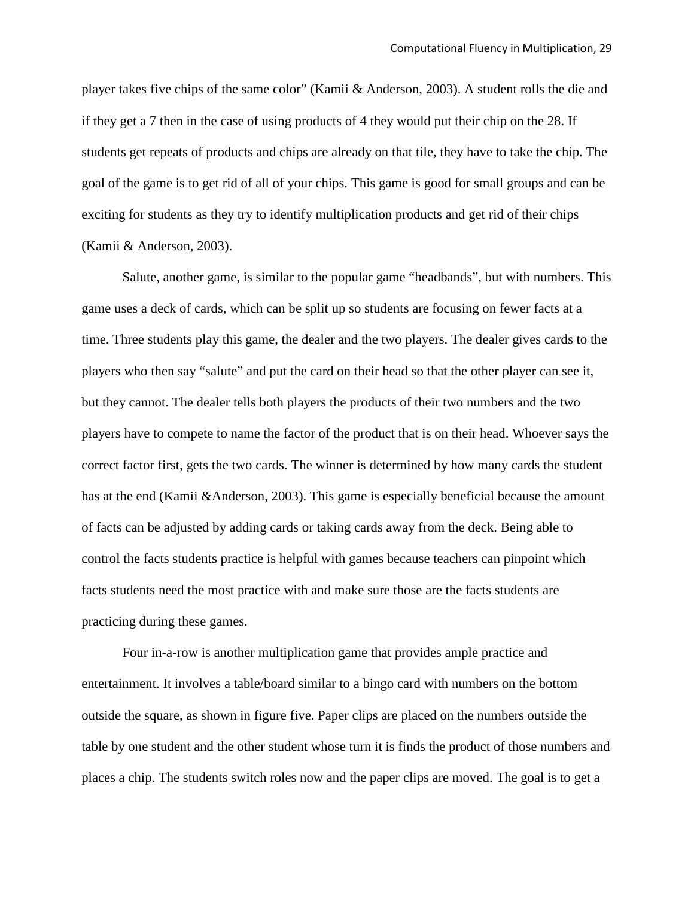player takes five chips of the same color" (Kamii & Anderson, 2003). A student rolls the die and if they get a 7 then in the case of using products of 4 they would put their chip on the 28. If students get repeats of products and chips are already on that tile, they have to take the chip. The goal of the game is to get rid of all of your chips. This game is good for small groups and can be exciting for students as they try to identify multiplication products and get rid of their chips (Kamii & Anderson, 2003).

Salute, another game, is similar to the popular game "headbands", but with numbers. This game uses a deck of cards, which can be split up so students are focusing on fewer facts at a time. Three students play this game, the dealer and the two players. The dealer gives cards to the players who then say "salute" and put the card on their head so that the other player can see it, but they cannot. The dealer tells both players the products of their two numbers and the two players have to compete to name the factor of the product that is on their head. Whoever says the correct factor first, gets the two cards. The winner is determined by how many cards the student has at the end (Kamii &Anderson, 2003). This game is especially beneficial because the amount of facts can be adjusted by adding cards or taking cards away from the deck. Being able to control the facts students practice is helpful with games because teachers can pinpoint which facts students need the most practice with and make sure those are the facts students are practicing during these games.

Four in-a-row is another multiplication game that provides ample practice and entertainment. It involves a table/board similar to a bingo card with numbers on the bottom outside the square, as shown in figure five. Paper clips are placed on the numbers outside the table by one student and the other student whose turn it is finds the product of those numbers and places a chip. The students switch roles now and the paper clips are moved. The goal is to get a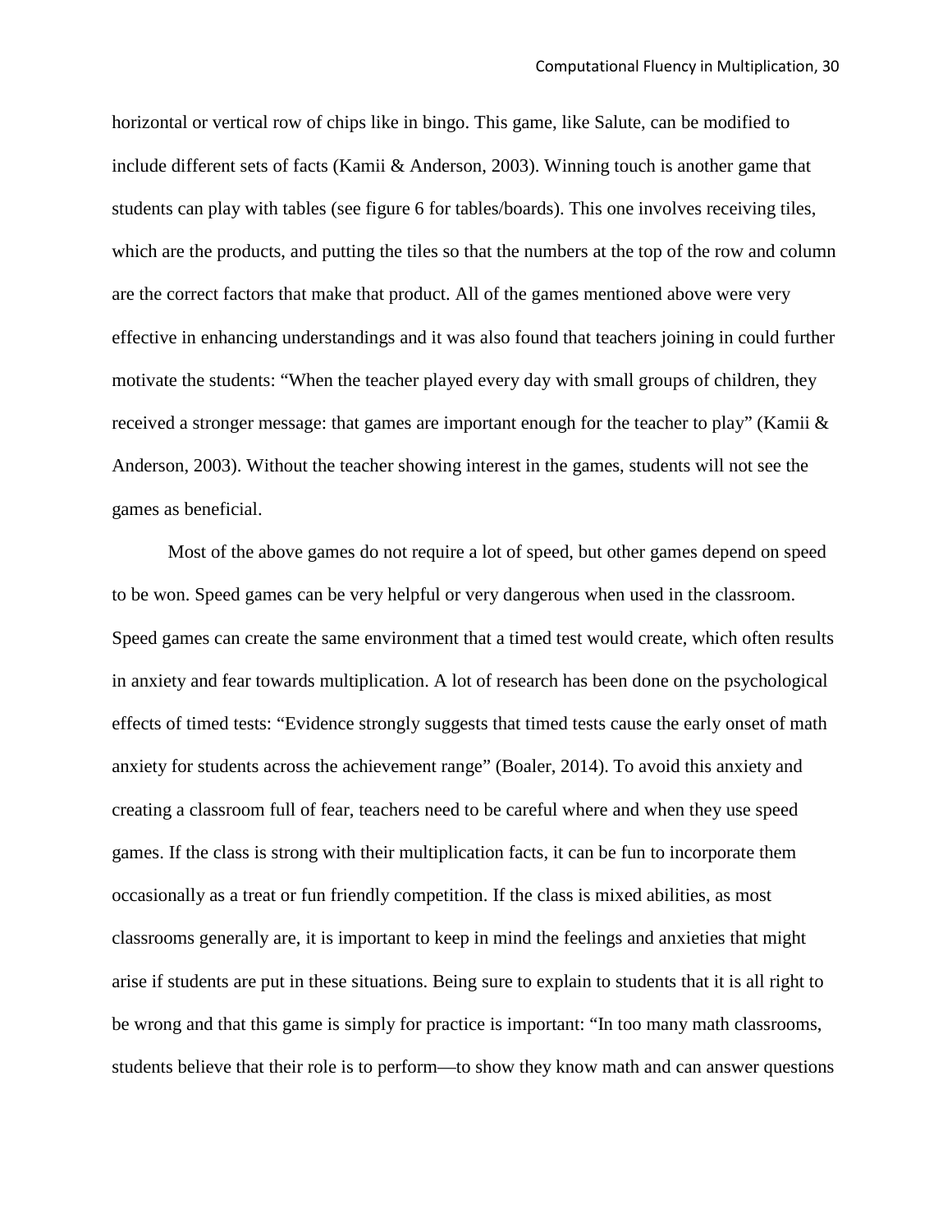horizontal or vertical row of chips like in bingo. This game, like Salute, can be modified to include different sets of facts (Kamii & Anderson, 2003). Winning touch is another game that students can play with tables (see figure 6 for tables/boards). This one involves receiving tiles, which are the products, and putting the tiles so that the numbers at the top of the row and column are the correct factors that make that product. All of the games mentioned above were very effective in enhancing understandings and it was also found that teachers joining in could further motivate the students: "When the teacher played every day with small groups of children, they received a stronger message: that games are important enough for the teacher to play" (Kamii & Anderson, 2003). Without the teacher showing interest in the games, students will not see the games as beneficial.

Most of the above games do not require a lot of speed, but other games depend on speed to be won. Speed games can be very helpful or very dangerous when used in the classroom. Speed games can create the same environment that a timed test would create, which often results in anxiety and fear towards multiplication. A lot of research has been done on the psychological effects of timed tests: "Evidence strongly suggests that timed tests cause the early onset of math anxiety for students across the achievement range" (Boaler, 2014). To avoid this anxiety and creating a classroom full of fear, teachers need to be careful where and when they use speed games. If the class is strong with their multiplication facts, it can be fun to incorporate them occasionally as a treat or fun friendly competition. If the class is mixed abilities, as most classrooms generally are, it is important to keep in mind the feelings and anxieties that might arise if students are put in these situations. Being sure to explain to students that it is all right to be wrong and that this game is simply for practice is important: "In too many math classrooms, students believe that their role is to perform—to show they know math and can answer questions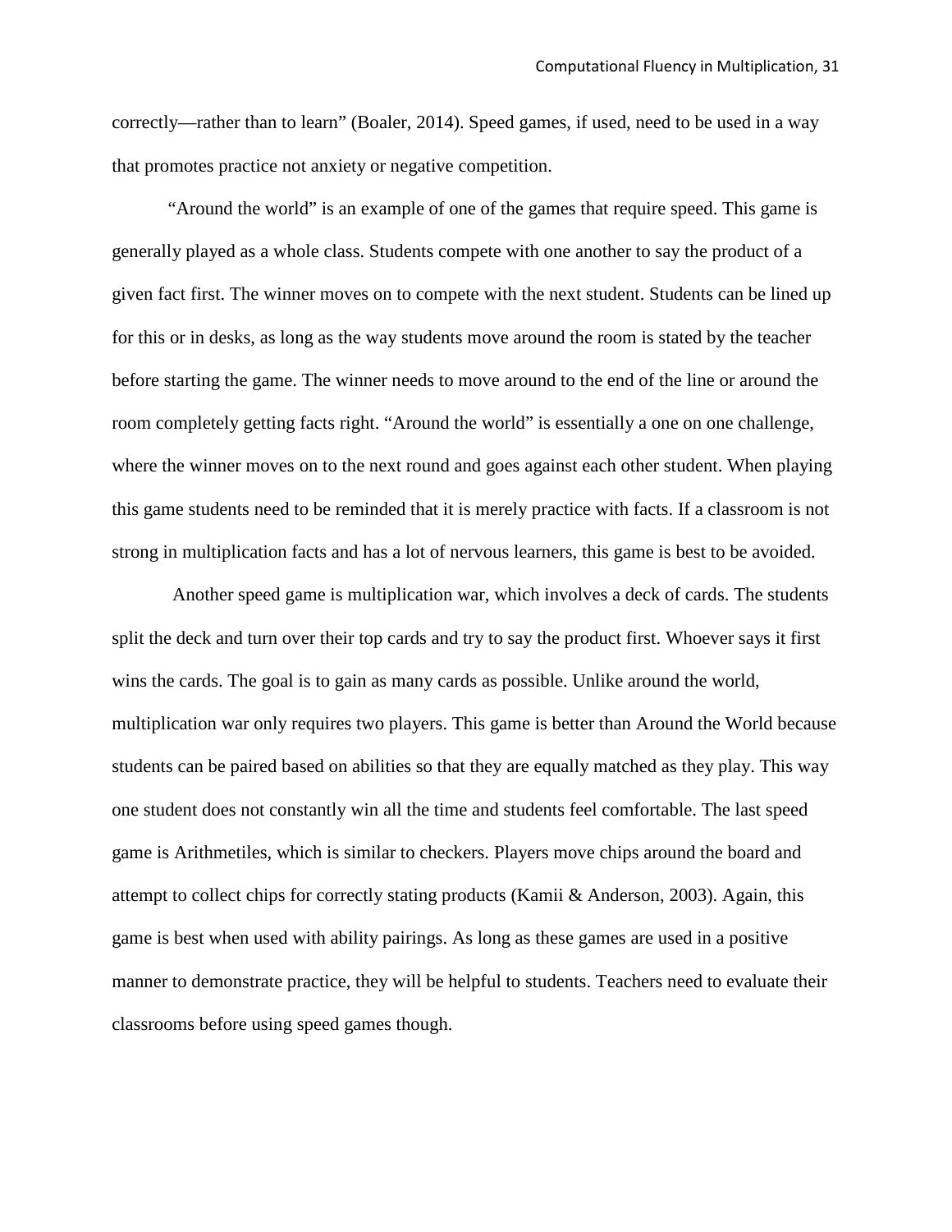correctly—rather than to learn" (Boaler, 2014). Speed games, if used, need to be used in a way that promotes practice not anxiety or negative competition.

"Around the world" is an example of one of the games that require speed. This game is generally played as a whole class. Students compete with one another to say the product of a given fact first. The winner moves on to compete with the next student. Students can be lined up for this or in desks, as long as the way students move around the room is stated by the teacher before starting the game. The winner needs to move around to the end of the line or around the room completely getting facts right. "Around the world" is essentially a one on one challenge, where the winner moves on to the next round and goes against each other student. When playing this game students need to be reminded that it is merely practice with facts. If a classroom is not strong in multiplication facts and has a lot of nervous learners, this game is best to be avoided.

Another speed game is multiplication war, which involves a deck of cards. The students split the deck and turn over their top cards and try to say the product first. Whoever says it first wins the cards. The goal is to gain as many cards as possible. Unlike around the world, multiplication war only requires two players. This game is better than Around the World because students can be paired based on abilities so that they are equally matched as they play. This way one student does not constantly win all the time and students feel comfortable. The last speed game is Arithmetiles, which is similar to checkers. Players move chips around the board and attempt to collect chips for correctly stating products (Kamii & Anderson, 2003). Again, this game is best when used with ability pairings. As long as these games are used in a positive manner to demonstrate practice, they will be helpful to students. Teachers need to evaluate their classrooms before using speed games though.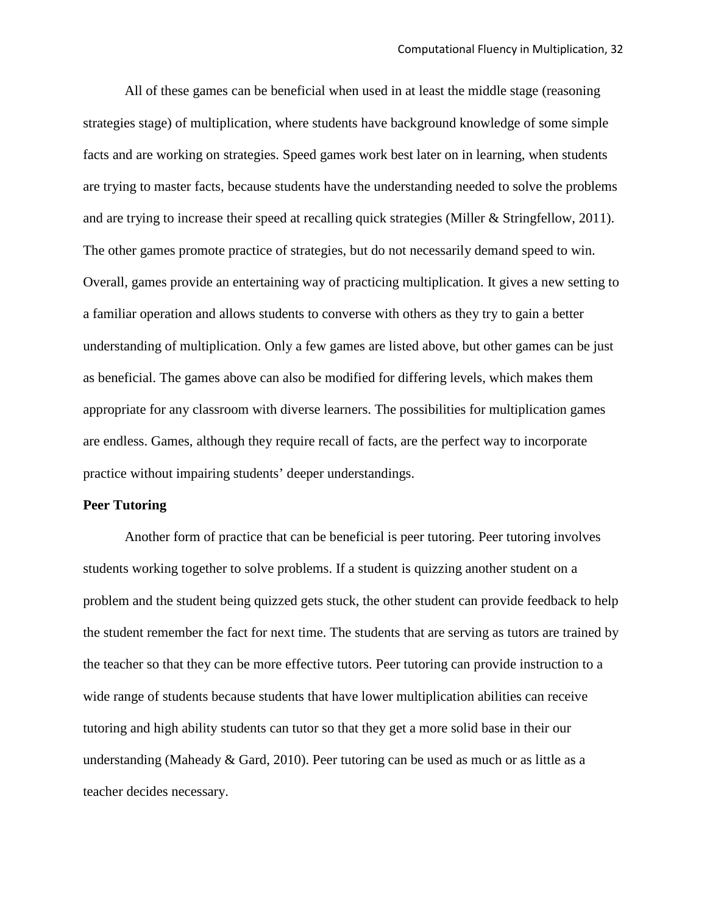All of these games can be beneficial when used in at least the middle stage (reasoning strategies stage) of multiplication, where students have background knowledge of some simple facts and are working on strategies. Speed games work best later on in learning, when students are trying to master facts, because students have the understanding needed to solve the problems and are trying to increase their speed at recalling quick strategies (Miller & Stringfellow, 2011). The other games promote practice of strategies, but do not necessarily demand speed to win. Overall, games provide an entertaining way of practicing multiplication. It gives a new setting to a familiar operation and allows students to converse with others as they try to gain a better understanding of multiplication. Only a few games are listed above, but other games can be just as beneficial. The games above can also be modified for differing levels, which makes them appropriate for any classroom with diverse learners. The possibilities for multiplication games are endless. Games, although they require recall of facts, are the perfect way to incorporate practice without impairing students' deeper understandings.

**Peer Tutoring**

Another form of practice that can be beneficial is peer tutoring. Peer tutoring involves students working together to solve problems. If a student is quizzing another student on a problem and the student being quizzed gets stuck, the other student can provide feedback to help the student remember the fact for next time. The students that are serving as tutors are trained by the teacher so that they can be more effective tutors. Peer tutoring can provide instruction to a wide range of students because students that have lower multiplication abilities can receive tutoring and high ability students can tutor so that they get a more solid base in their our understanding (Maheady & Gard, 2010). Peer tutoring can be used as much or as little as a teacher decides necessary.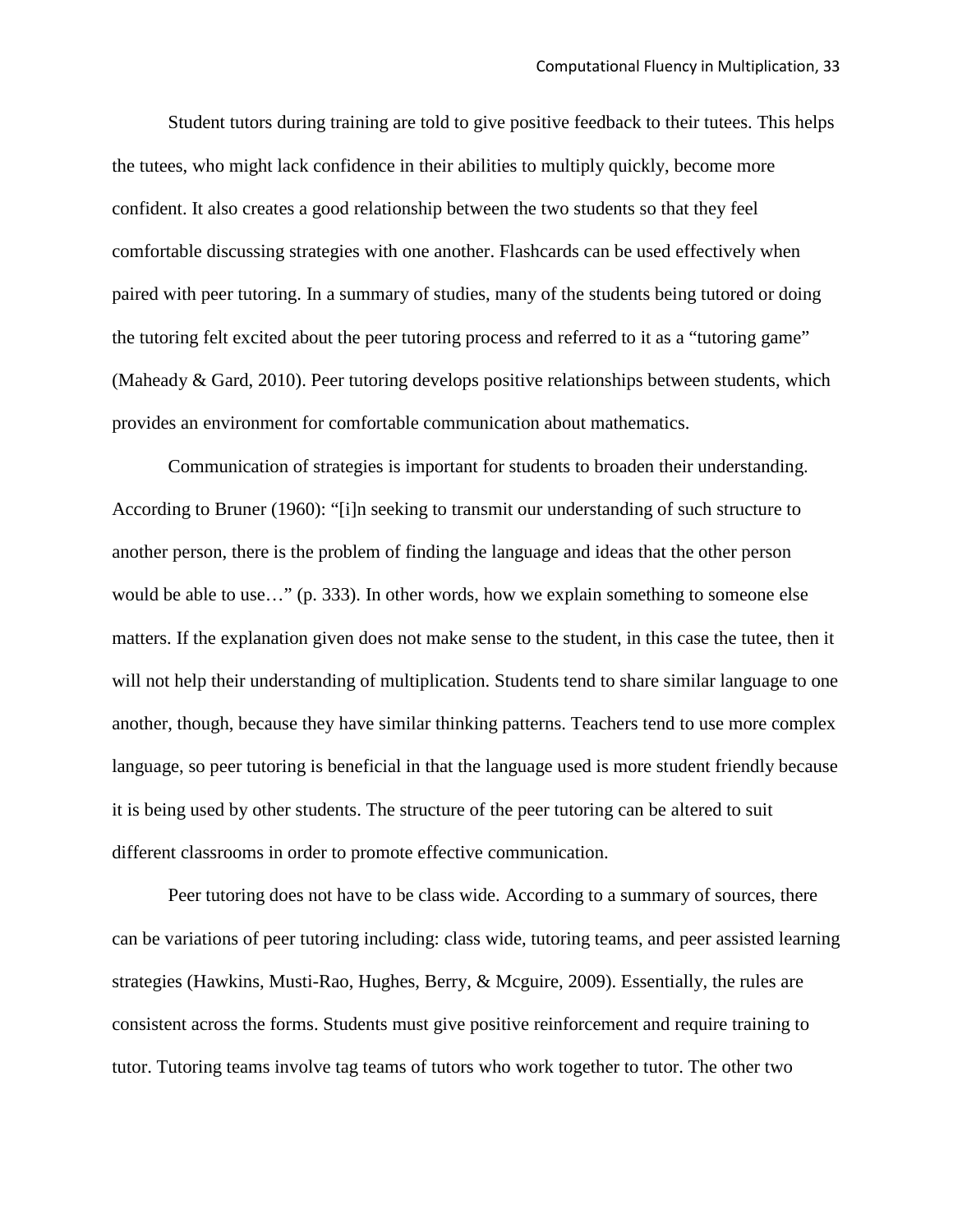Student tutors during training are told to give positive feedback to their tutees. This helps the tutees, who might lack confidence in their abilities to multiply quickly, become more confident. It also creates a good relationship between the two students so that they feel comfortable discussing strategies with one another. Flashcards can be used effectively when paired with peer tutoring. In a summary of studies, many of the students being tutored or doing the tutoring felt excited about the peer tutoring process and referred to it as a "tutoring game" (Maheady & Gard, 2010). Peer tutoring develops positive relationships between students, which provides an environment for comfortable communication about mathematics.

Communication of strategies is important for students to broaden their understanding. According to Bruner (1960): "[i]n seeking to transmit our understanding of such structure to another person, there is the problem of finding the language and ideas that the other person would be able to use…" (p. 333). In other words, how we explain something to someone else matters. If the explanation given does not make sense to the student, in this case the tutee, then it will not help their understanding of multiplication. Students tend to share similar language to one another, though, because they have similar thinking patterns. Teachers tend to use more complex language, so peer tutoring is beneficial in that the language used is more student friendly because it is being used by other students. The structure of the peer tutoring can be altered to suit different classrooms in order to promote effective communication.

Peer tutoring does not have to be class wide. According to a summary of sources, there can be variations of peer tutoring including: class wide, tutoring teams, and peer assisted learning strategies (Hawkins, Musti-Rao, Hughes, Berry, & Mcguire, 2009). Essentially, the rules are consistent across the forms. Students must give positive reinforcement and require training to tutor. Tutoring teams involve tag teams of tutors who work together to tutor. The other two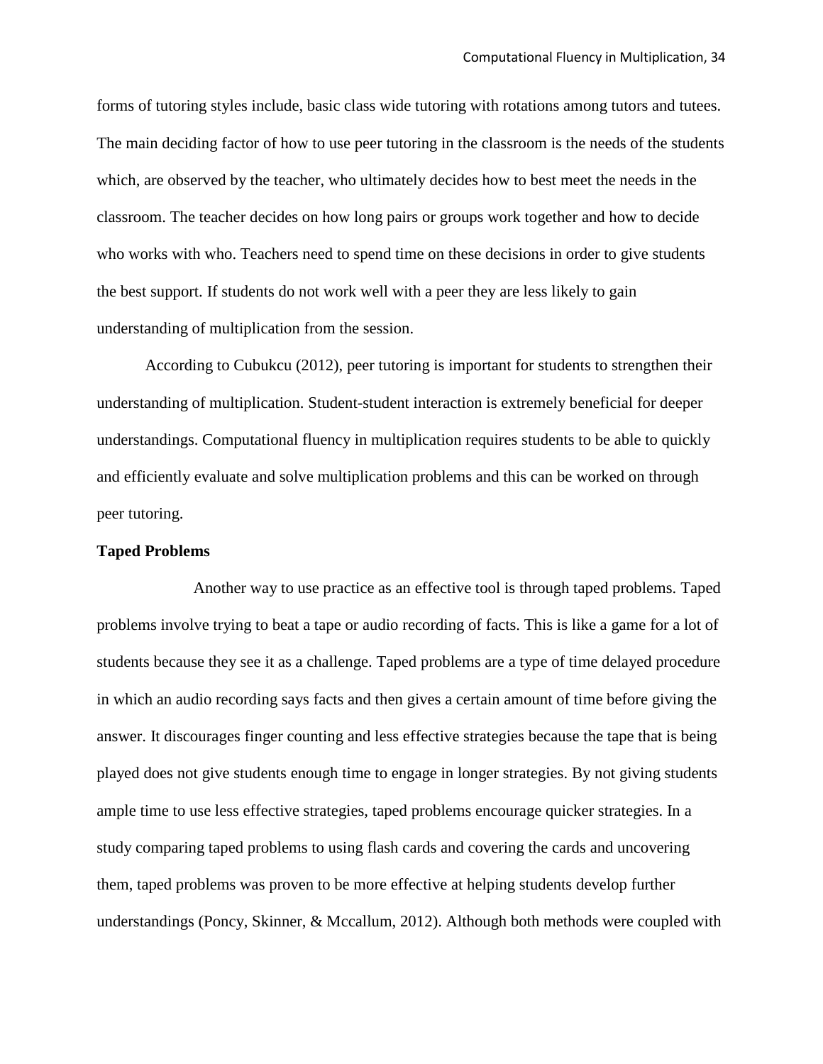forms of tutoring styles include, basic class wide tutoring with rotations among tutors and tutees. The main deciding factor of how to use peer tutoring in the classroom is the needs of the students which, are observed by the teacher, who ultimately decides how to best meet the needs in the classroom. The teacher decides on how long pairs or groups work together and how to decide who works with who. Teachers need to spend time on these decisions in order to give students the best support. If students do not work well with a peer they are less likely to gain understanding of multiplication from the session.

According to Cubukcu (2012), peer tutoring is important for students to strengthen their understanding of multiplication. Student-student interaction is extremely beneficial for deeper understandings. Computational fluency in multiplication requires students to be able to quickly and efficiently evaluate and solve multiplication problems and this can be worked on through peer tutoring.

**Taped Problems**

Another way to use practice as an effective tool is through taped problems. Taped problems involve trying to beat a tape or audio recording of facts. This is like a game for a lot of students because they see it as a challenge. Taped problems are a type of time delayed procedure in which an audio recording says facts and then gives a certain amount of time before giving the answer. It discourages finger counting and less effective strategies because the tape that is being played does not give students enough time to engage in longer strategies. By not giving students ample time to use less effective strategies, taped problems encourage quicker strategies. In a study comparing taped problems to using flash cards and covering the cards and uncovering them, taped problems was proven to be more effective at helping students develop further understandings (Poncy, Skinner, & Mccallum, 2012). Although both methods were coupled with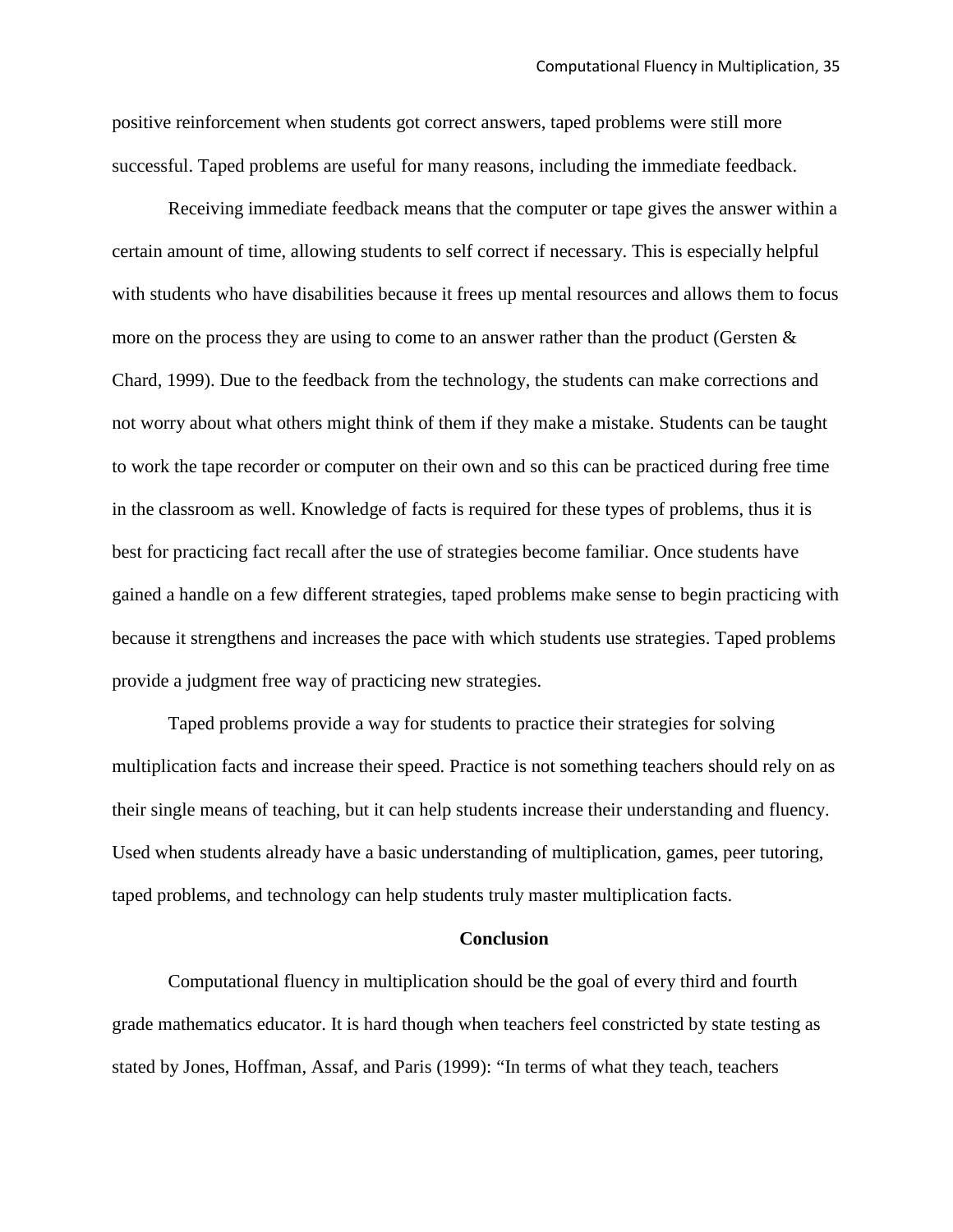positive reinforcement when students got correct answers, taped problems were still more successful. Taped problems are useful for many reasons, including the immediate feedback.

Receiving immediate feedback means that the computer or tape gives the answer within a certain amount of time, allowing students to self correct if necessary. This is especially helpful with students who have disabilities because it frees up mental resources and allows them to focus more on the process they are using to come to an answer rather than the product (Gersten & Chard, 1999). Due to the feedback from the technology, the students can make corrections and not worry about what others might think of them if they make a mistake. Students can be taught to work the tape recorder or computer on their own and so this can be practiced during free time in the classroom as well. Knowledge of facts is required for these types of problems, thus it is best for practicing fact recall after the use of strategies become familiar. Once students have gained a handle on a few different strategies, taped problems make sense to begin practicing with because it strengthens and increases the pace with which students use strategies. Taped problems provide a judgment free way of practicing new strategies.

Taped problems provide a way for students to practice their strategies for solving multiplication facts and increase their speed. Practice is not something teachers should rely on as their single means of teaching, but it can help students increase their understanding and fluency. Used when students already have a basic understanding of multiplication, games, peer tutoring, taped problems, and technology can help students truly master multiplication facts.

## Conclusion

Computational fluency in multiplication should be the goal of every third and fourth grade mathematics educator. It is hard though when teachers feel constricted by state testing as stated by Jones, Hoffman, Assaf, and Paris (1999): "In terms of what they teach, teachers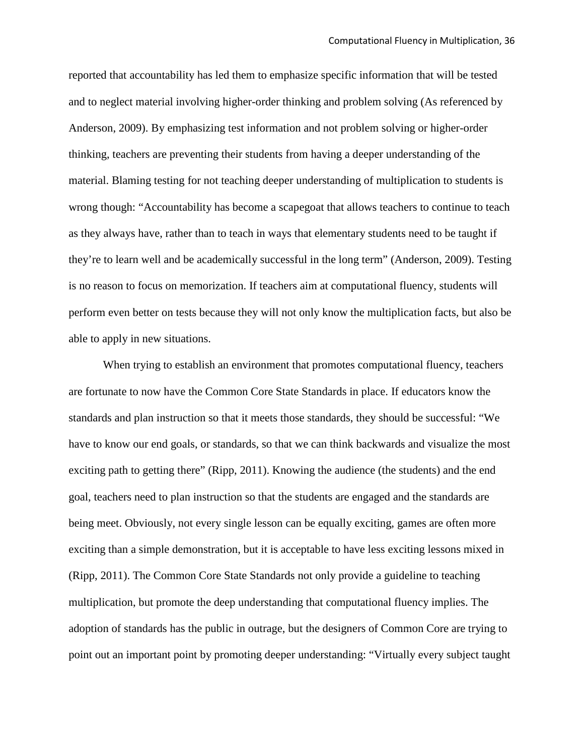reported that accountability has led them to emphasize specific information that will be tested and to neglect material involving higher-order thinking and problem solving (As referenced by Anderson, 2009). By emphasizing test information and not problem solving or higher-order thinking, teachers are preventing their students from having a deeper understanding of the material. Blaming testing for not teaching deeper understanding of multiplication to students is wrong though: "Accountability has become a scapegoat that allows teachers to continue to teach as they always have, rather than to teach in ways that elementary students need to be taught if they're to learn well and be academically successful in the long term" (Anderson, 2009). Testing is no reason to focus on memorization. If teachers aim at computational fluency, students will perform even better on tests because they will not only know the multiplication facts, but also be able to apply in new situations.

When trying to establish an environment that promotes computational fluency, teachers are fortunate to now have the Common Core State Standards in place. If educators know the standards and plan instruction so that it meets those standards, they should be successful: "We have to know our end goals, or standards, so that we can think backwards and visualize the most exciting path to getting there" (Ripp, 2011). Knowing the audience (the students) and the end goal, teachers need to plan instruction so that the students are engaged and the standards are being meet. Obviously, not every single lesson can be equally exciting, games are often more exciting than a simple demonstration, but it is acceptable to have less exciting lessons mixed in (Ripp, 2011). The Common Core State Standards not only provide a guideline to teaching multiplication, but promote the deep understanding that computational fluency implies. The adoption of standards has the public in outrage, but the designers of Common Core are trying to point out an important point by promoting deeper understanding: "Virtually every subject taught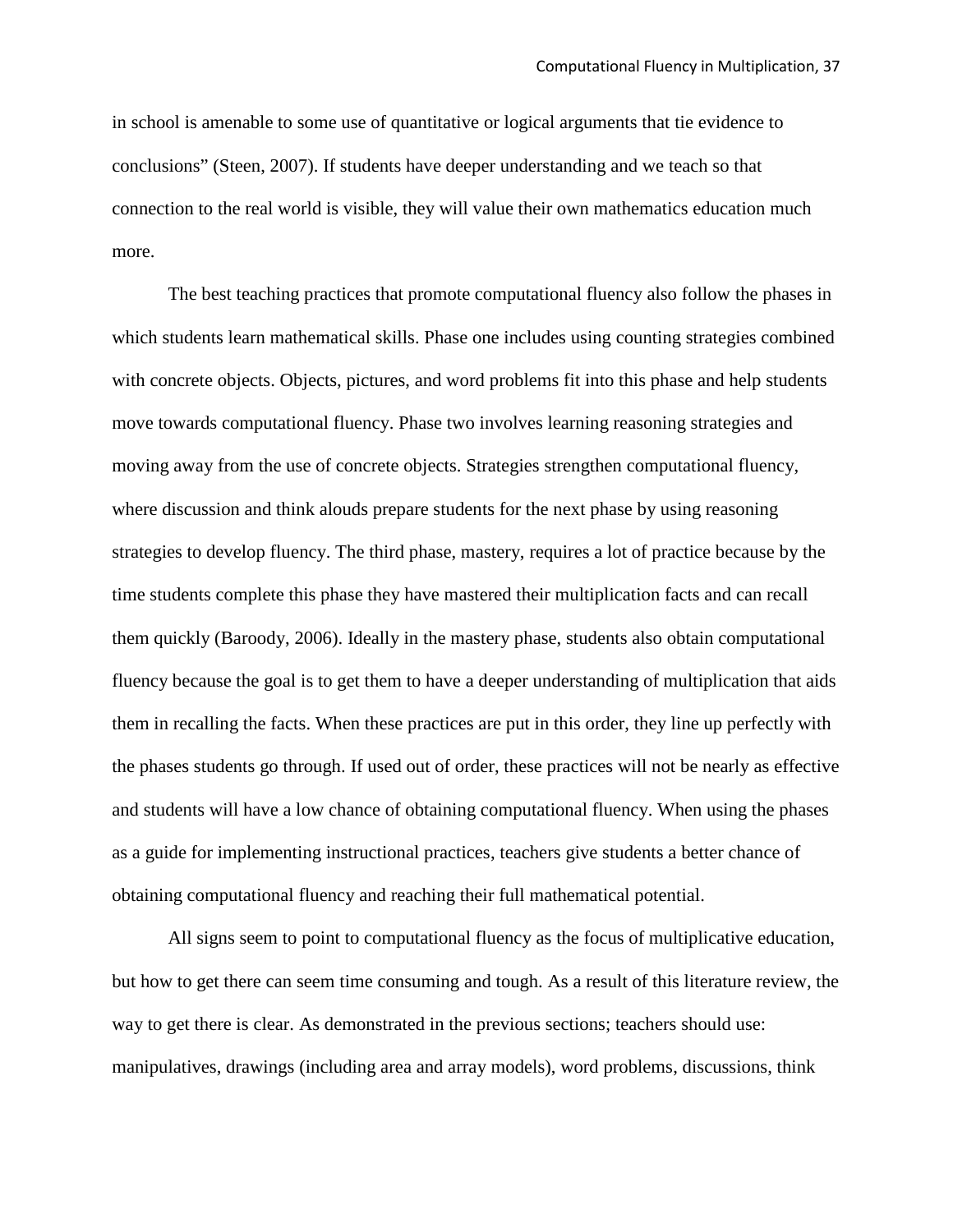in school is amenable to some use of quantitative or logical arguments that tie evidence to conclusions" (Steen, 2007). If students have deeper understanding and we teach so that connection to the real world is visible, they will value their own mathematics education much more.

The best teaching practices that promote computational fluency also follow the phases in which students learn mathematical skills. Phase one includes using counting strategies combined with concrete objects. Objects, pictures, and word problems fit into this phase and help students move towards computational fluency. Phase two involves learning reasoning strategies and moving away from the use of concrete objects. Strategies strengthen computational fluency, where discussion and think alouds prepare students for the next phase by using reasoning strategies to develop fluency. The third phase, mastery, requires a lot of practice because by the time students complete this phase they have mastered their multiplication facts and can recall them quickly (Baroody, 2006). Ideally in the mastery phase, students also obtain computational fluency because the goal is to get them to have a deeper understanding of multiplication that aids them in recalling the facts. When these practices are put in this order, they line up perfectly with the phases students go through. If used out of order, these practices will not be nearly as effective and students will have a low chance of obtaining computational fluency. When using the phases as a guide for implementing instructional practices, teachers give students a better chance of obtaining computational fluency and reaching their full mathematical potential.

All signs seem to point to computational fluency as the focus of multiplicative education, but how to get there can seem time consuming and tough. As a result of this literature review, the way to get there is clear. As demonstrated in the previous sections; teachers should use: manipulatives, drawings (including area and array models), word problems, discussions, think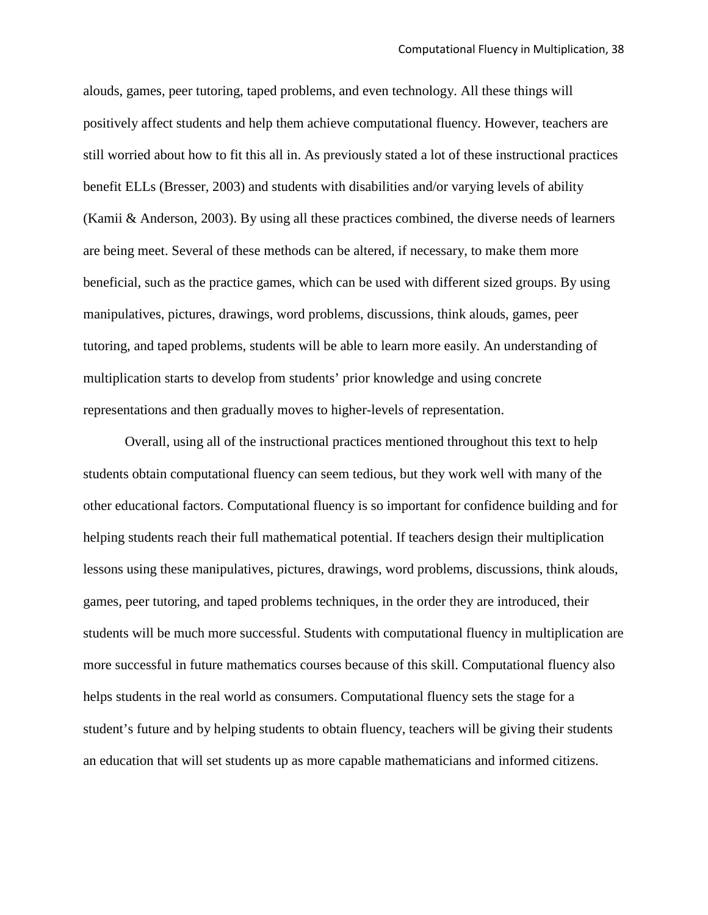alouds, games, peer tutoring, taped problems, and even technology. All these things will positively affect students and help them achieve computational fluency. However, teachers are still worried about how to fit this all in. As previously stated a lot of these instructional practices benefit ELLs (Bresser, 2003) and students with disabilities and/or varying levels of ability (Kamii & Anderson, 2003). By using all these practices combined, the diverse needs of learners are being meet. Several of these methods can be altered, if necessary, to make them more beneficial, such as the practice games, which can be used with different sized groups. By using manipulatives, pictures, drawings, word problems, discussions, think alouds, games, peer tutoring, and taped problems, students will be able to learn more easily. An understanding of multiplication starts to develop from students' prior knowledge and using concrete representations and then gradually moves to higher-levels of representation.

Overall, using all of the instructional practices mentioned throughout this text to help students obtain computational fluency can seem tedious, but they work well with many of the other educational factors. Computational fluency is so important for confidence building and for helping students reach their full mathematical potential. If teachers design their multiplication lessons using these manipulatives, pictures, drawings, word problems, discussions, think alouds, games, peer tutoring, and taped problems techniques, in the order they are introduced, their students will be much more successful. Students with computational fluency in multiplication are more successful in future mathematics courses because of this skill. Computational fluency also helps students in the real world as consumers. Computational fluency sets the stage for a student's future and by helping students to obtain fluency, teachers will be giving their students an education that will set students up as more capable mathematicians and informed citizens.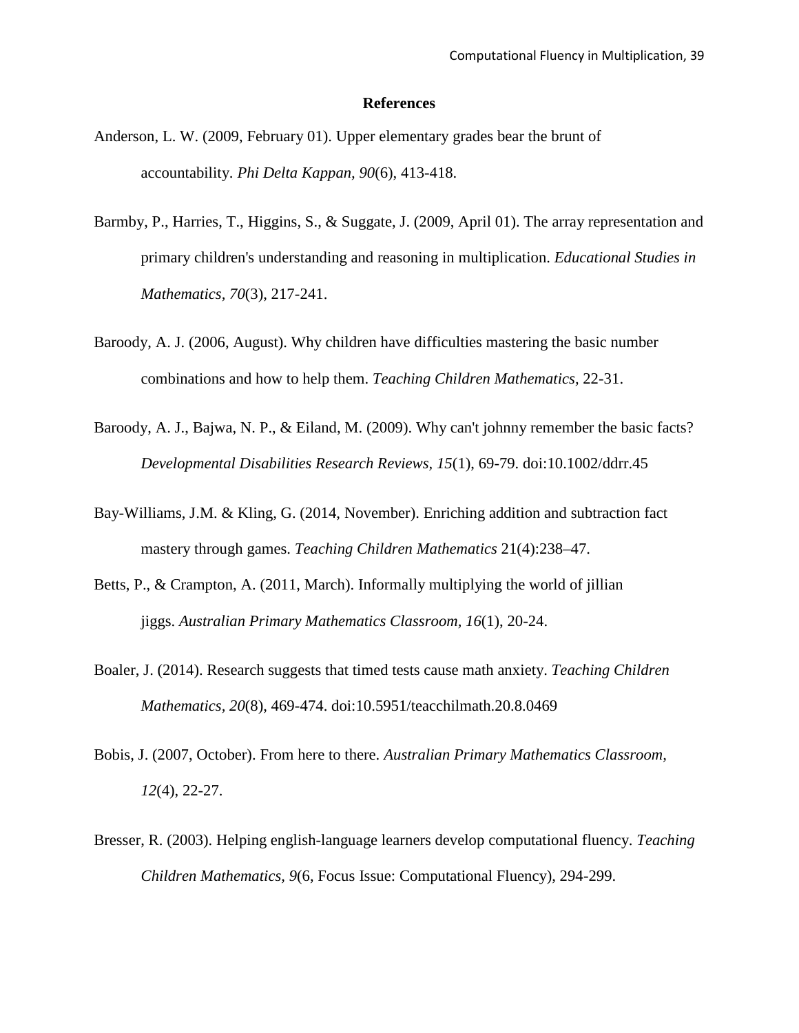# References

Anderson, L. W. (2009, February 01). Upper elementary grades bear the brunt of accountability. *Phi Delta Kappan, 90*(6), 413-418.

Barmby, P., Harries, T., Higgins, S., & Suggate, J. (2009, April 01). The array representation and primary children's understanding and reasoning in multiplication. *Educational Studies in Mathematics, 70*(3), 217-241.

Baroody, A. J. (2006, August). Why children have difficulties mastering the basic number combinations and how to help them. *Teaching Children Mathematics,* 22-31.

Baroody, A. J., Bajwa, N. P., & Eiland, M. (2009). Why can't johnny remember the basic facts? *Developmental Disabilities Research Reviews, 15*(1), 69-79. doi:10.1002/ddrr.45

Bay-Williams, J.M. & Kling, G. (2014, November). Enriching addition and subtraction fact mastery through games. *Teaching Children Mathematics* 21(4):238–47.

Betts, P., & Crampton, A. (2011, March). Informally multiplying the world of jillian jiggs. *Australian Primary Mathematics Classroom, 16*(1), 20-24.

Boaler, J. (2014). Research suggests that timed tests cause math anxiety. *Teaching Children Mathematics, 20*(8), 469-474. doi:10.5951/teacchilmath.20.8.0469

Bobis, J. (2007, October). From here to there. *Australian Primary Mathematics Classroom, 12*(4), 22-27.

Bresser, R. (2003). Helping english-language learners develop computational fluency. *Teaching Children Mathematics, 9*(6, Focus Issue: Computational Fluency), 294-299.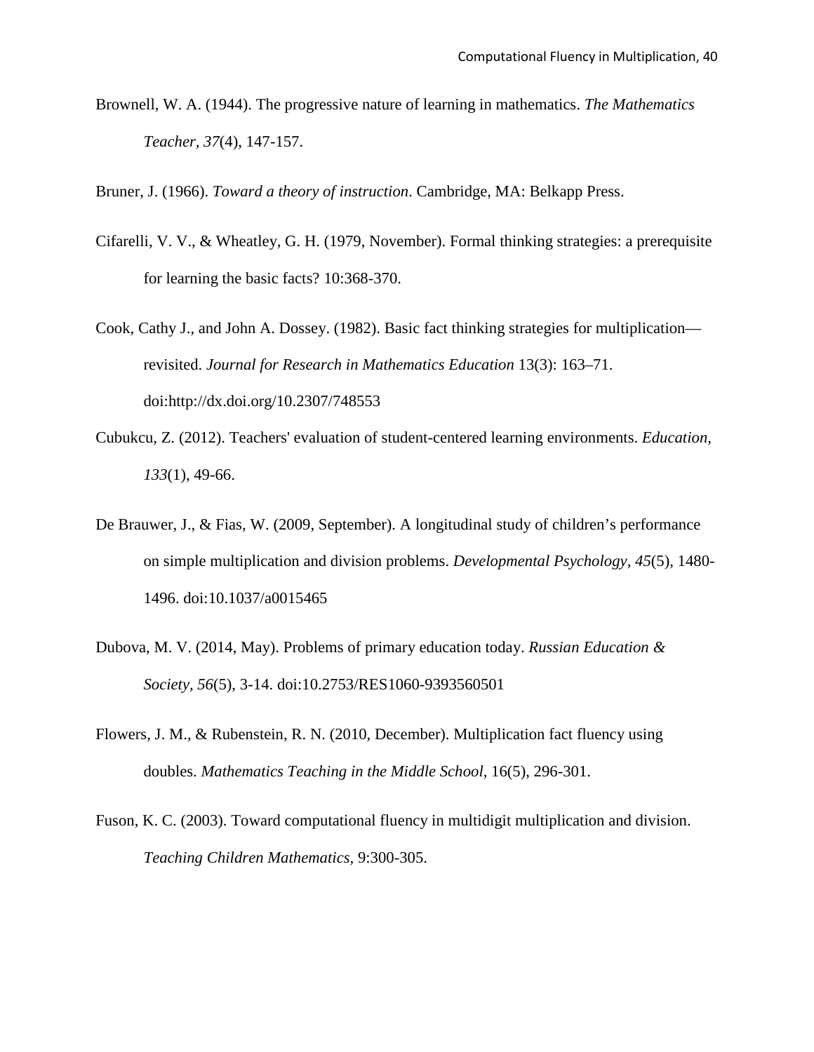Brownell, W. A. (1944). The progressive nature of learning in mathematics. *The Mathematics Teacher*, *37*(4), 147-157.

Bruner, J. (1966). *Toward a theory of instruction*. Cambridge, MA: Belkapp Press.

Cifarelli, V. V., & Wheatley, G. H. (1979, November). Formal thinking strategies: a prerequisite for learning the basic facts? 10:368-370.

Cook, Cathy J., and John A. Dossey. (1982). Basic fact thinking strategies for multiplication—revisited. *Journal for Research in Mathematics Education* 13(3): 163–71. doi:http://dx.doi.org/10.2307/748553

Cubukcu, Z. (2012). Teachers' evaluation of student-centered learning environments. *Education, 133*(1), 49-66.

De Brauwer, J., & Fias, W. (2009, September). A longitudinal study of children's performance on simple multiplication and division problems. *Developmental Psychology, 45*(5), 1480-1496. doi:10.1037/a0015465

Dubova, M. V. (2014, May). Problems of primary education today. *Russian Education & Society, 56*(5), 3-14. doi:10.2753/RES1060-9393560501

Flowers, J. M., & Rubenstein, R. N. (2010, December). Multiplication fact fluency using doubles. *Mathematics Teaching in the Middle School,* 16(5), 296-301.

Fuson, K. C. (2003). Toward computational fluency in multidigit multiplication and division. *Teaching Children Mathematics,* 9:300-305.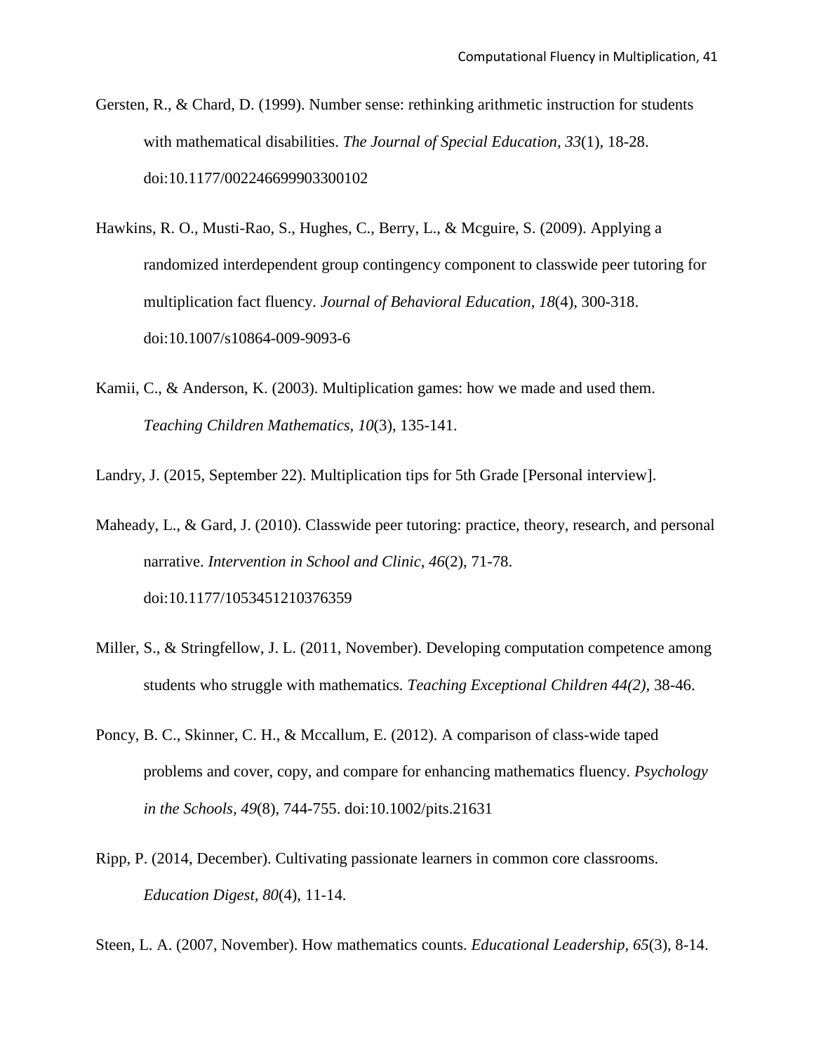Gersten, R., & Chard, D. (1999). Number sense: rethinking arithmetic instruction for students with mathematical disabilities. *The Journal of Special Education*, *33*(1), 18-28. doi:10.1177/002246699903300102

Hawkins, R. O., Musti-Rao, S., Hughes, C., Berry, L., & Mcguire, S. (2009). Applying a randomized interdependent group contingency component to classwide peer tutoring for multiplication fact fluency. *Journal of Behavioral Education*, *18*(4), 300-318. doi:10.1007/s10864-009-9093-6

Kamii, C., & Anderson, K. (2003). Multiplication games: how we made and used them. *Teaching Children Mathematics*, *10*(3), 135-141.

Landry, J. (2015, September 22). Multiplication tips for 5th Grade [Personal interview].

Maheady, L., & Gard, J. (2010). Classwide peer tutoring: practice, theory, research, and personal narrative. *Intervention in School and Clinic*, *46*(2), 71-78. doi:10.1177/1053451210376359

Miller, S., & Stringfellow, J. L. (2011, November). Developing computation competence among students who struggle with mathematics. *Teaching Exceptional Children 44(2)*, 38-46.

Poncy, B. C., Skinner, C. H., & Mccallum, E. (2012). A comparison of class-wide taped problems and cover, copy, and compare for enhancing mathematics fluency. *Psychology in the Schools*, *49*(8), 744-755. doi:10.1002/pits.21631

Ripp, P. (2014, December). Cultivating passionate learners in common core classrooms. *Education Digest*, *80*(4), 11-14.

Steen, L. A. (2007, November). How mathematics counts. *Educational Leadership*, *65*(3), 8-14.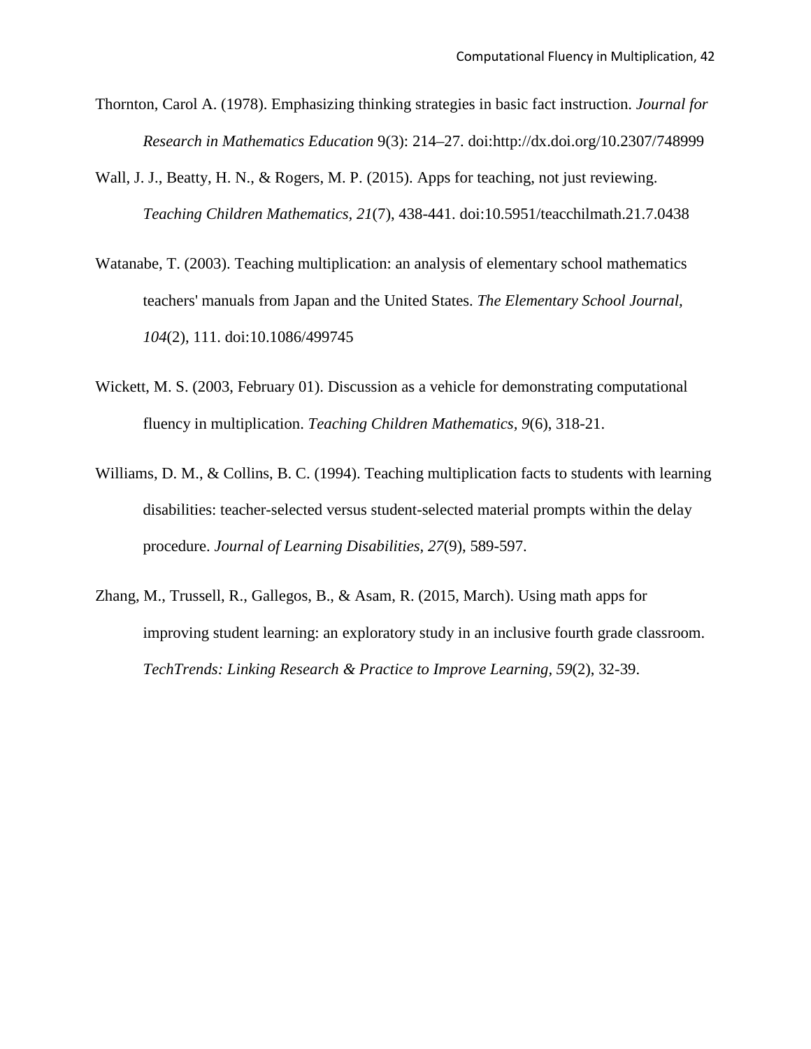Thornton, Carol A. (1978). Emphasizing thinking strategies in basic fact instruction. *Journal for Research in Mathematics Education* 9(3): 214–27. doi:http://dx.doi.org/10.2307/748999

Wall, J. J., Beatty, H. N., & Rogers, M. P. (2015). Apps for teaching, not just reviewing. *Teaching Children Mathematics, 21*(7), 438-441. doi:10.5951/teacchilmath.21.7.0438

Watanabe, T. (2003). Teaching multiplication: an analysis of elementary school mathematics teachers' manuals from Japan and the United States. *The Elementary School Journal, 104*(2), 111. doi:10.1086/499745

Wickett, M. S. (2003, February 01). Discussion as a vehicle for demonstrating computational fluency in multiplication. *Teaching Children Mathematics, 9*(6), 318-21.

Williams, D. M., & Collins, B. C. (1994). Teaching multiplication facts to students with learning disabilities: teacher-selected versus student-selected material prompts within the delay procedure. *Journal of Learning Disabilities, 27*(9), 589-597.

Zhang, M., Trussell, R., Gallegos, B., & Asam, R. (2015, March). Using math apps for improving student learning: an exploratory study in an inclusive fourth grade classroom. *TechTrends: Linking Research & Practice to Improve Learning*, *59*(2), 32-39.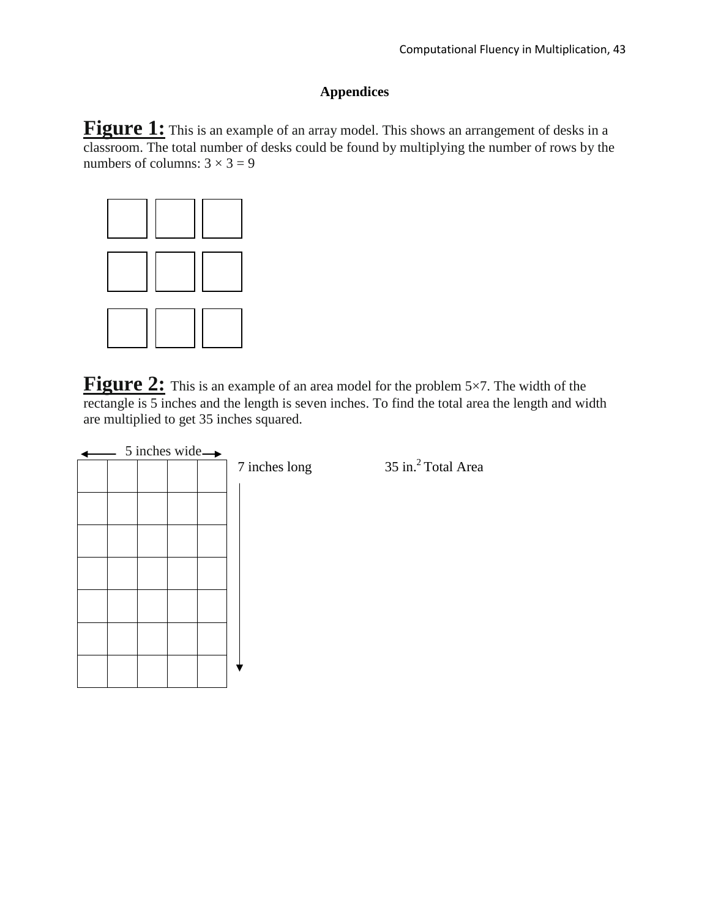## Appendices

**Figure 1:** This is an example of an array model. This shows an arrangement of desks in a classroom. The total number of desks could be found by multiplying the number of rows by the numbers of columns: $3 \times 3 = 9$

**Figure 2:** This is an example of an area model for the problem $5 \times 7$. The width of the rectangle is 5 inches and the length is seven inches. To find the total area the length and width are multiplied to get 35 inches squared.

5 inches wide

7 inches long

35 in.$^2$ Total Area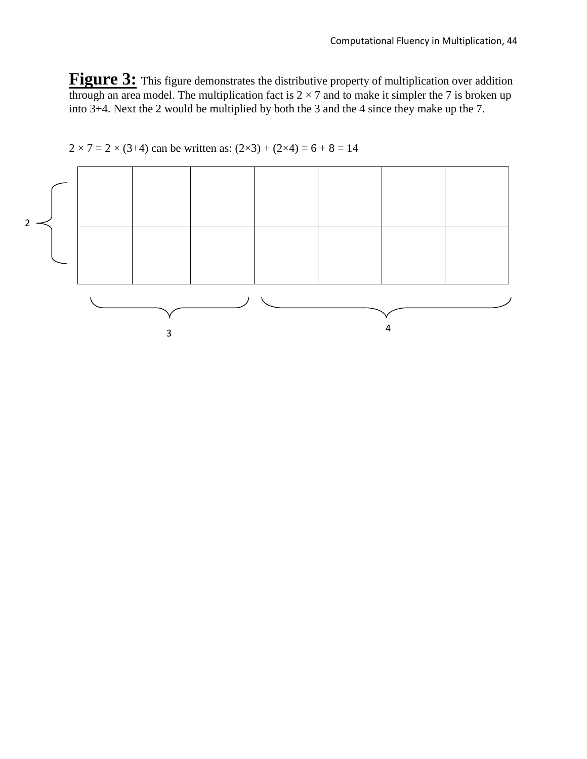**Figure 3:** This figure demonstrates the distributive property of multiplication over addition through an area model. The multiplication fact is $2 \times 7$ and to make it simpler the 7 is broken up into 3+4. Next the 2 would be multiplied by both the 3 and the 4 since they make up the 7.

$2 \times 7 = 2 \times (3+4)$ can be written as: $(2\times3) + (2\times4) = 6 + 8 = 14$

| | | | | | | |
|---|---|---|---|---|---|---|
| | | | | | | |
| | | | | | | |

2

3

4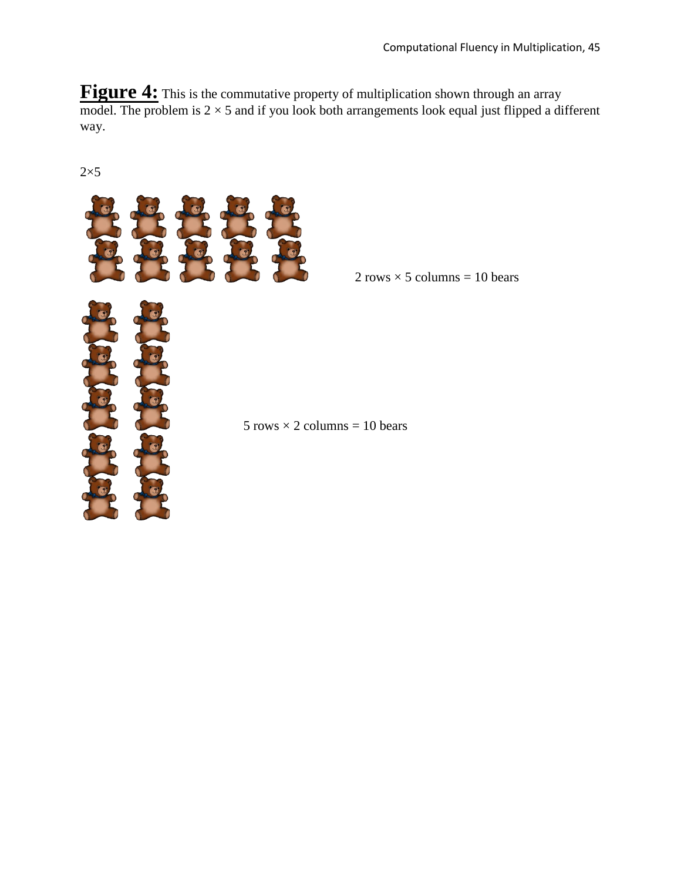**Figure 4:** This is the commutative property of multiplication shown through an array model. The problem is $2 \times 5$ and if you look both arrangements look equal just flipped a different way.

$2 \times 5$

2 rows × 5 columns = 10 bears

5 rows × 2 columns = 10 bears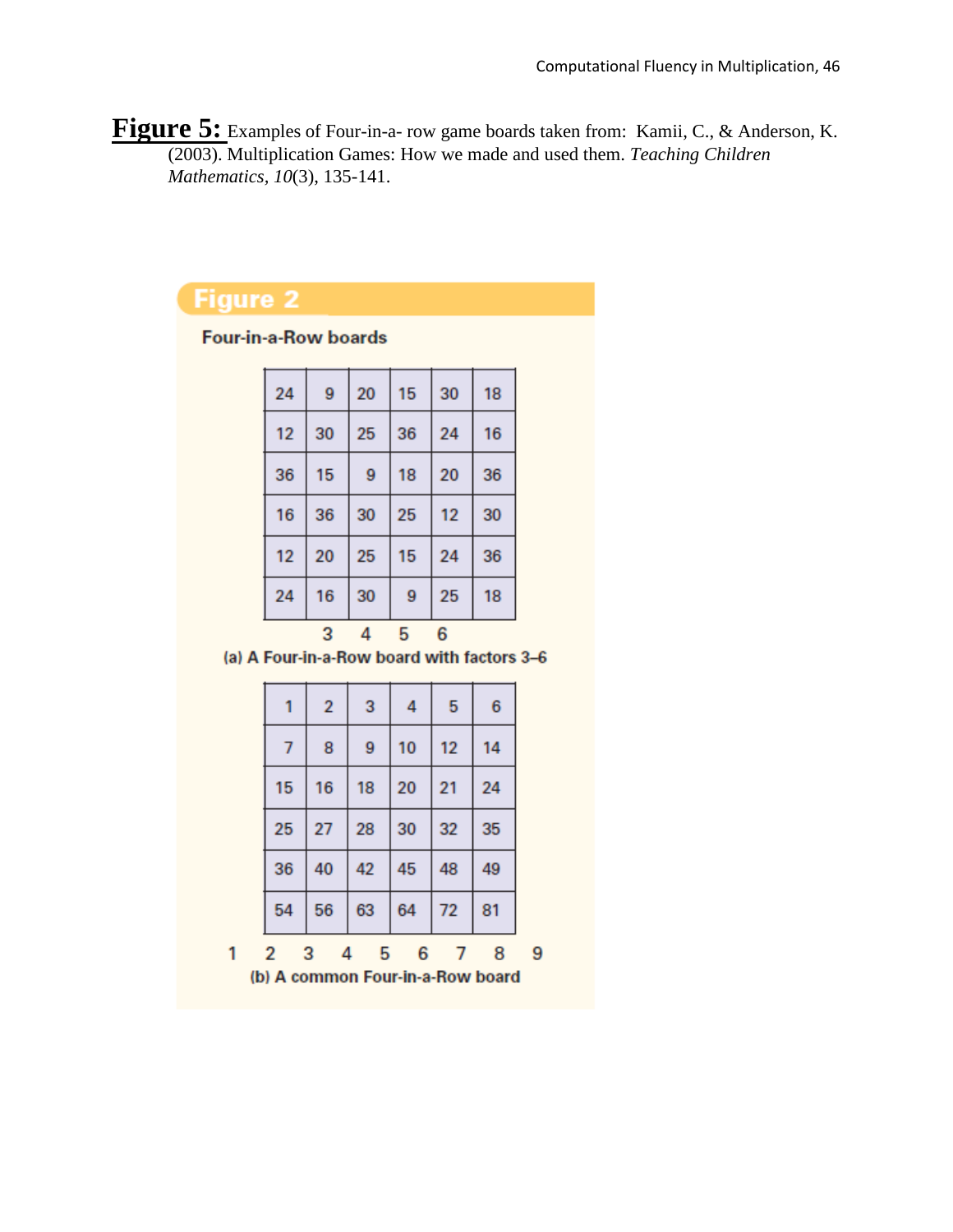**Figure 5:** Examples of Four-in-a- row game boards taken from: Kamii, C., & Anderson, K. (2003). Multiplication Games: How we made and used them. *Teaching Children Mathematics*, *10*(3), 135-141.

## Figure 2

**Four-in-a-Row boards**

| | | | | | |
|---|---|---|---|---|---|
| 24 | 9 | 20 | 15 | 30 | 18 |
| 12 | 30 | 25 | 36 | 24 | 16 |
| 36 | 15 | 9 | 18 | 20 | 36 |
| 16 | 36 | 30 | 25 | 12 | 30 |
| 12 | 20 | 25 | 15 | 24 | 36 |
| 24 | 16 | 30 | 9 | 25 | 18 |

3 4 5 6

**(a) A Four-in-a-Row board with factors 3–6**

| | | | | | |
|---|---|---|---|---|---|
| 1 | 2 | 3 | 4 | 5 | 6 |
| 7 | 8 | 9 | 10 | 12 | 14 |
| 15 | 16 | 18 | 20 | 21 | 24 |
| 25 | 27 | 28 | 30 | 32 | 35 |
| 36 | 40 | 42 | 45 | 48 | 49 |
| 54 | 56 | 63 | 64 | 72 | 81 |

1 2 3 4 5 6 7 8 9

**(b) A common Four-in-a-Row board**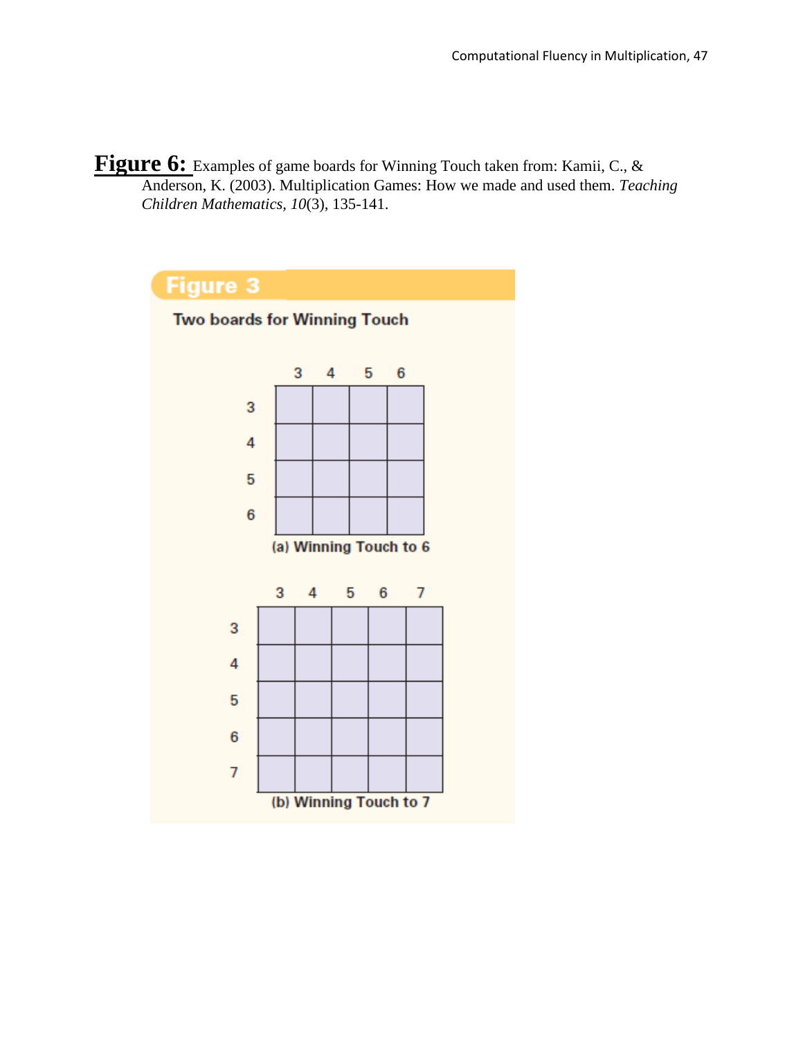**Figure 6:** Examples of game boards for Winning Touch taken from: Kamii, C., & Anderson, K. (2003). Multiplication Games: How we made and used them. *Teaching Children Mathematics*, *10*(3), 135-141.

**Figure 3**

**Two boards for Winning Touch**

| | 3 | 4 | 5 | 6 |
|---|---|---|---|---|
| 3 | | | | |
| 4 | | | | |
| 5 | | | | |
| 6 | | | | |

**(a) Winning Touch to 6**

| | 3 | 4 | 5 | 6 | 7 |
|---|---|---|---|---|---|
| 3 | | | | | |
| 4 | | | | | |
| 5 | | | | | |
| 6 | | | | | |
| 7 | | | | | |

**(b) Winning Touch to 7**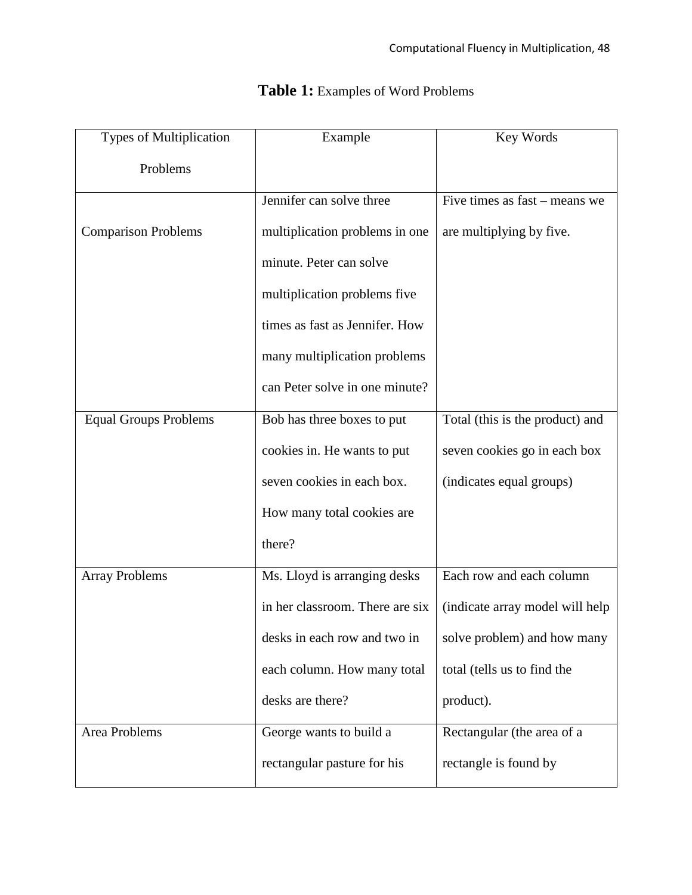**Table 1:** Examples of Word Problems

| Types of Multiplication Problems | Example | Key Words |
| --- | --- | --- |
| Comparison Problems | Jennifer can solve three multiplication problems in one minute. Peter can solve multiplication problems five times as fast as Jennifer. How many multiplication problems can Peter solve in one minute? | Five times as fast – means we are multiplying by five. |
| Equal Groups Problems | Bob has three boxes to put cookies in. He wants to put seven cookies in each box. How many total cookies are there? | Total (this is the product) and seven cookies go in each box (indicates equal groups) |
| Array Problems | Ms. Lloyd is arranging desks in her classroom. There are six desks in each row and two in each column. How many total desks are there? | Each row and each column (indicate array model will help solve problem) and how many total (tells us to find the product). |
| Area Problems | George wants to build a rectangular pasture for his | Rectangular (the area of a rectangle is found by |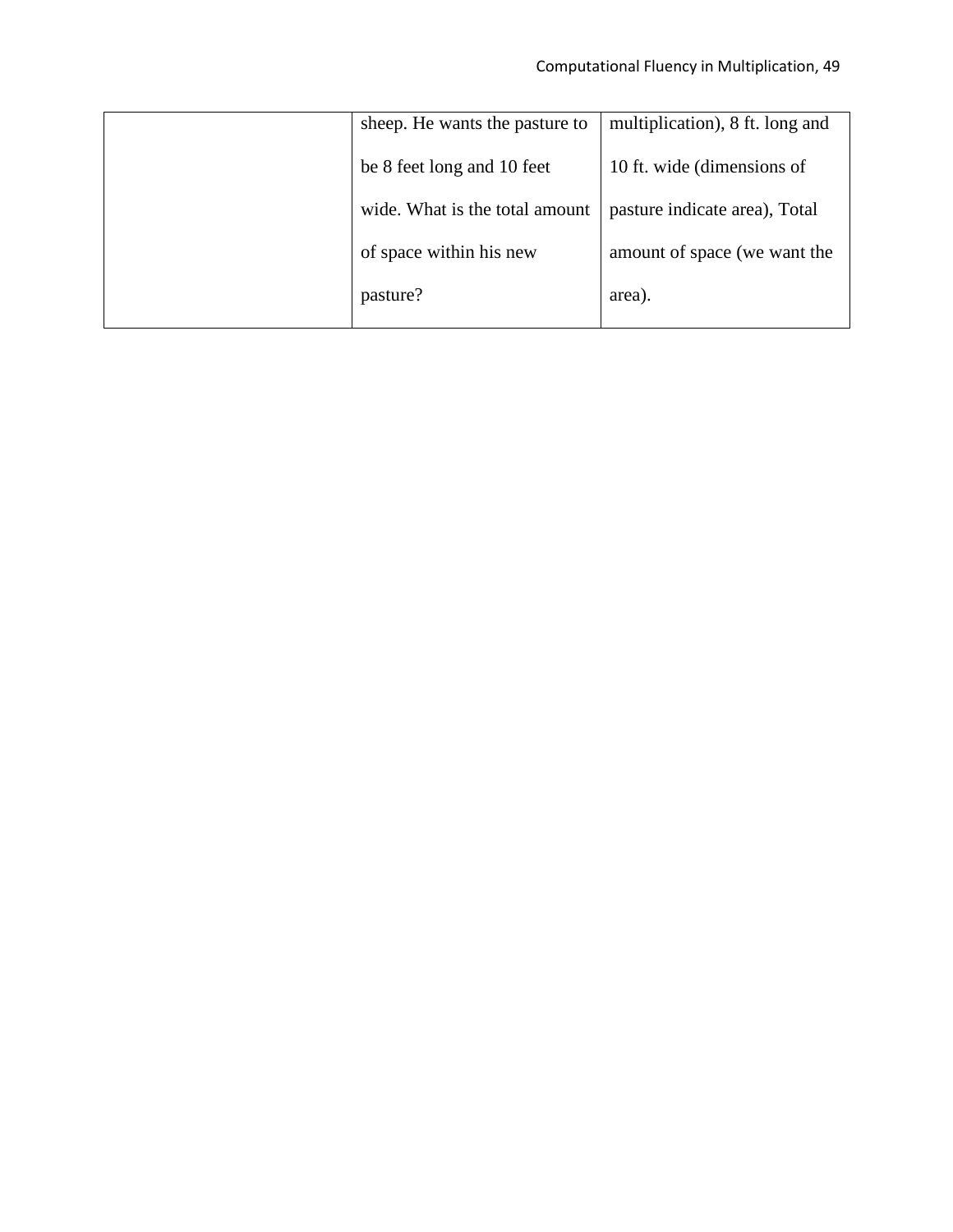| | | |
|---|---|---|
| | sheep. He wants the pasture to be 8 feet long and 10 feet wide. What is the total amount of space within his new pasture? | multiplication), 8 ft. long and 10 ft. wide (dimensions of pasture indicate area), Total amount of space (we want the area). |